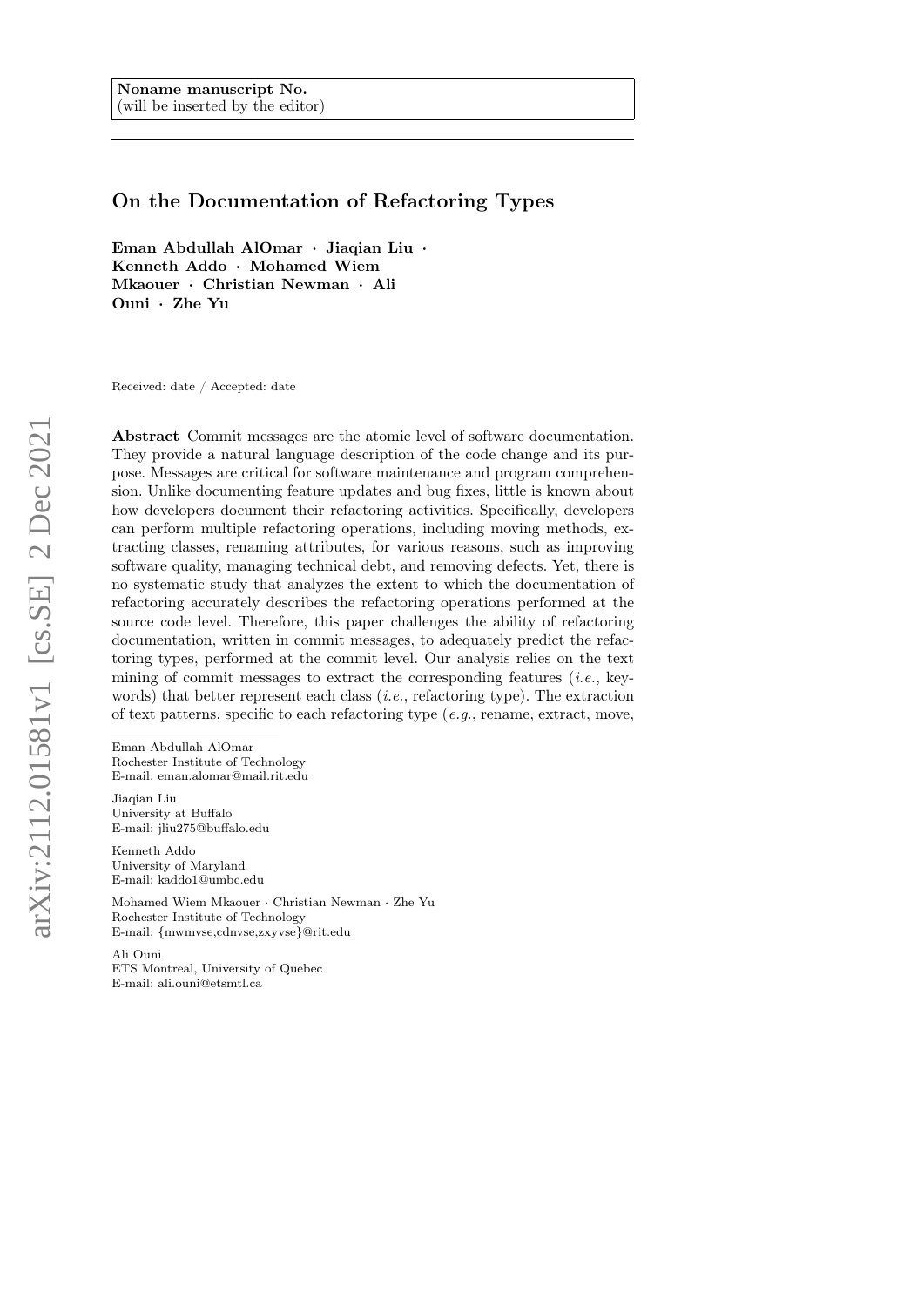**Noname manuscript No.**
(will be inserted by the editor)

# On the Documentation of Refactoring Types

**Eman Abdullah AlOmar · Jiaqian Liu · Kenneth Addo · Mohamed Wiem Mkaouer · Christian Newman · Ali Ouni · Zhe Yu**

Received: date / Accepted: date

**Abstract** Commit messages are the atomic level of software documentation. They provide a natural language description of the code change and its purpose. Messages are critical for software maintenance and program comprehension. Unlike documenting feature updates and bug fixes, little is known about how developers document their refactoring activities. Specifically, developers can perform multiple refactoring operations, including moving methods, extracting classes, renaming attributes, for various reasons, such as improving software quality, managing technical debt, and removing defects. Yet, there is no systematic study that analyzes the extent to which the documentation of refactoring accurately describes the refactoring operations performed at the source code level. Therefore, this paper challenges the ability of refactoring documentation, written in commit messages, to adequately predict the refactoring types, performed at the commit level. Our analysis relies on the text mining of commit messages to extract the corresponding features (*i.e.*, keywords) that better represent each class (*i.e.*, refactoring type). The extraction of text patterns, specific to each refactoring type (*e.g.*, rename, extract, move,

---

Eman Abdullah AlOmar
Rochester Institute of Technology
E-mail: eman.alomar@mail.rit.edu

Jiaqian Liu
University at Buffalo
E-mail: jliu275@buffalo.edu

Kenneth Addo
University of Maryland
E-mail: kaddo1@umbc.edu

Mohamed Wiem Mkaouer · Christian Newman · Zhe Yu
Rochester Institute of Technology
E-mail: {mwmvse,cdnvse,zxyvse}@rit.edu

Ali Ouni
ETS Montreal, University of Quebec
E-mail: ali.ouni@etsmtl.ca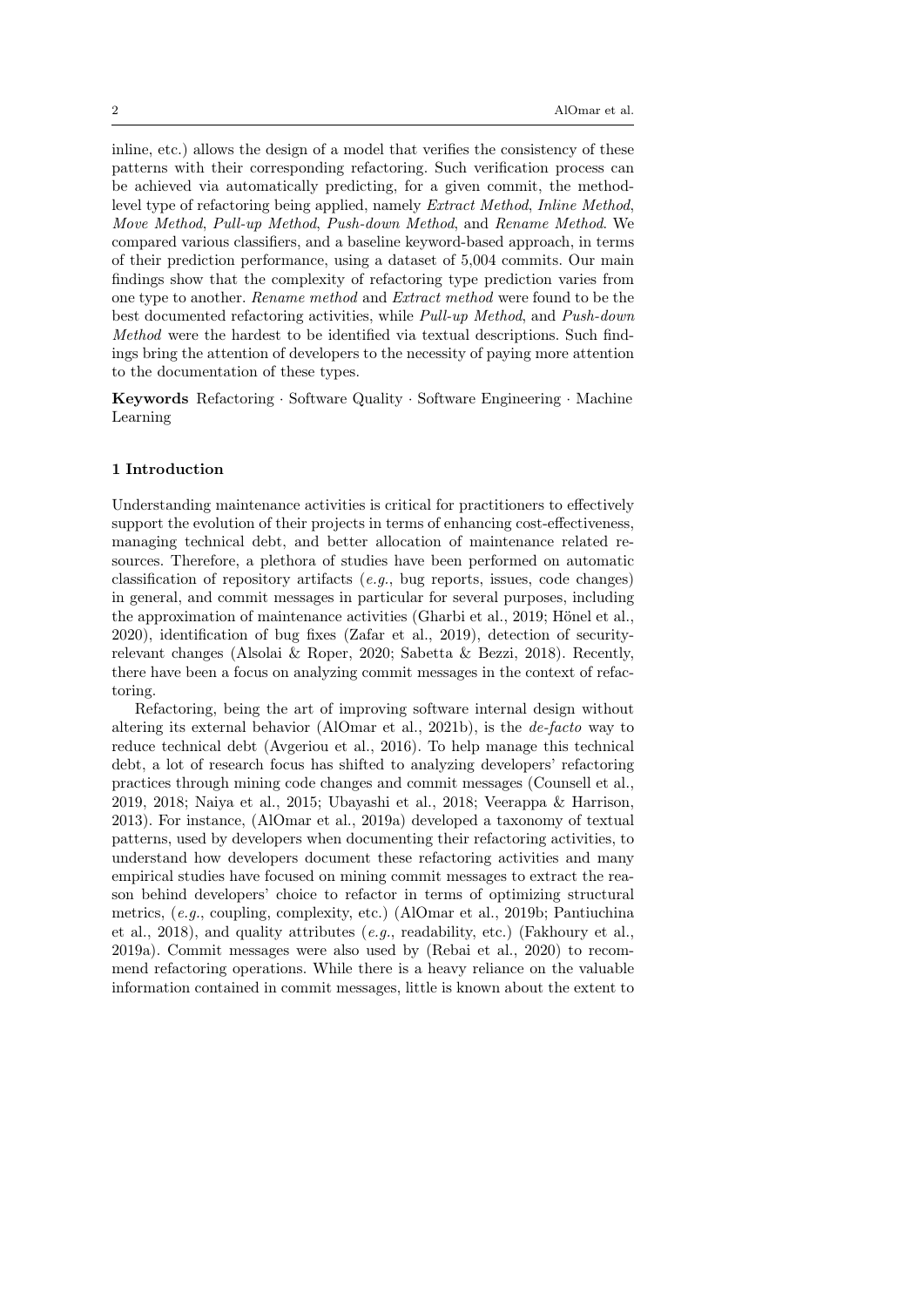inline, etc.) allows the design of a model that verifies the consistency of these patterns with their corresponding refactoring. Such verification process can be achieved via automatically predicting, for a given commit, the method-level type of refactoring being applied, namely *Extract Method*, *Inline Method*, *Move Method*, *Pull-up Method*, *Push-down Method*, and *Rename Method*. We compared various classifiers, and a baseline keyword-based approach, in terms of their prediction performance, using a dataset of 5,004 commits. Our main findings show that the complexity of refactoring type prediction varies from one type to another. *Rename method* and *Extract method* were found to be the best documented refactoring activities, while *Pull-up Method*, and *Push-down Method* were the hardest to be identified via textual descriptions. Such findings bring the attention of developers to the necessity of paying more attention to the documentation of these types.

**Keywords** Refactoring · Software Quality · Software Engineering · Machine Learning

## 1 Introduction

Understanding maintenance activities is critical for practitioners to effectively support the evolution of their projects in terms of enhancing cost-effectiveness, managing technical debt, and better allocation of maintenance related resources. Therefore, a plethora of studies have been performed on automatic classification of repository artifacts (*e.g.*, bug reports, issues, code changes) in general, and commit messages in particular for several purposes, including the approximation of maintenance activities (Gharbi et al., 2019; Hönel et al., 2020), identification of bug fixes (Zafar et al., 2019), detection of security-relevant changes (Alsolai & Roper, 2020; Sabetta & Bezzi, 2018). Recently, there have been a focus on analyzing commit messages in the context of refactoring.

Refactoring, being the art of improving software internal design without altering its external behavior (AlOmar et al., 2021b), is the *de-facto* way to reduce technical debt (Avgeriou et al., 2016). To help manage this technical debt, a lot of research focus has shifted to analyzing developers' refactoring practices through mining code changes and commit messages (Counsell et al., 2019, 2018; Naiya et al., 2015; Ubayashi et al., 2018; Veerappa & Harrison, 2013). For instance, (AlOmar et al., 2019a) developed a taxonomy of textual patterns, used by developers when documenting their refactoring activities, to understand how developers document these refactoring activities and many empirical studies have focused on mining commit messages to extract the reason behind developers' choice to refactor in terms of optimizing structural metrics, (*e.g.*, coupling, complexity, etc.) (AlOmar et al., 2019b; Pantiuchina et al., 2018), and quality attributes (*e.g.*, readability, etc.) (Fakhoury et al., 2019a). Commit messages were also used by (Rebai et al., 2020) to recommend refactoring operations. While there is a heavy reliance on the valuable information contained in commit messages, little is known about the extent to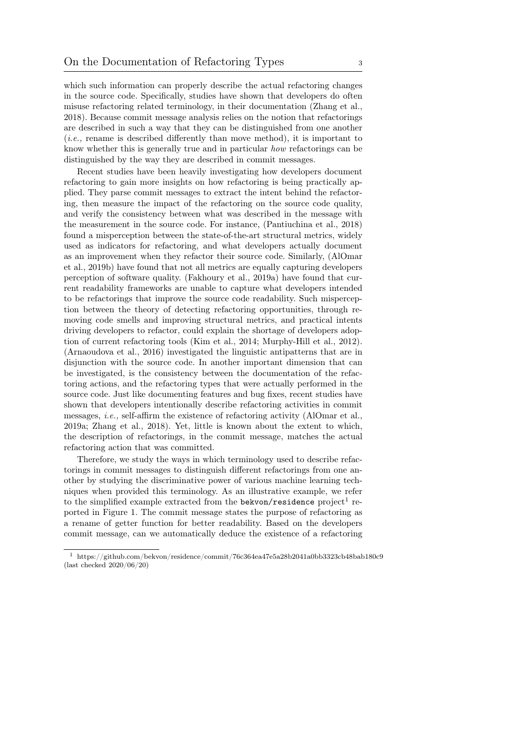which such information can properly describe the actual refactoring changes in the source code. Specifically, studies have shown that developers do often misuse refactoring related terminology, in their documentation (Zhang et al., 2018). Because commit message analysis relies on the notion that refactorings are described in such a way that they can be distinguished from one another (*i.e.,* rename is described differently than move method), it is important to know whether this is generally true and in particular *how* refactorings can be distinguished by the way they are described in commit messages.

Recent studies have been heavily investigating how developers document refactoring to gain more insights on how refactoring is being practically applied. They parse commit messages to extract the intent behind the refactoring, then measure the impact of the refactoring on the source code quality, and verify the consistency between what was described in the message with the measurement in the source code. For instance, (Pantiuchina et al., 2018) found a misperception between the state-of-the-art structural metrics, widely used as indicators for refactoring, and what developers actually document as an improvement when they refactor their source code. Similarly, (AlOmar et al., 2019b) have found that not all metrics are equally capturing developers perception of software quality. (Fakhoury et al., 2019a) have found that current readability frameworks are unable to capture what developers intended to be refactorings that improve the source code readability. Such misperception between the theory of detecting refactoring opportunities, through removing code smells and improving structural metrics, and practical intents driving developers to refactor, could explain the shortage of developers adoption of current refactoring tools (Kim et al., 2014; Murphy-Hill et al., 2012). (Arnaoudova et al., 2016) investigated the linguistic antipatterns that are in disjunction with the source code. In another important dimension that can be investigated, is the consistency between the documentation of the refactoring actions, and the refactoring types that were actually performed in the source code. Just like documenting features and bug fixes, recent studies have shown that developers intentionally describe refactoring activities in commit messages, *i.e.,* self-affirm the existence of refactoring activity (AlOmar et al., 2019a; Zhang et al., 2018). Yet, little is known about the extent to which, the description of refactorings, in the commit message, matches the actual refactoring action that was committed.

Therefore, we study the ways in which terminology used to describe refactorings in commit messages to distinguish different refactorings from one another by studying the discriminative power of various machine learning techniques when provided this terminology. As an illustrative example, we refer to the simplified example extracted from the `bekvon/residence` project[1] reported in Figure 1. The commit message states the purpose of refactoring as a rename of getter function for better readability. Based on the developers commit message, can we automatically deduce the existence of a refactoring

[1] https://github.com/bekvon/residence/commit/76c364ea47e5a28b2041a0bb3323cb48bab180c9 (last checked 2020/06/20)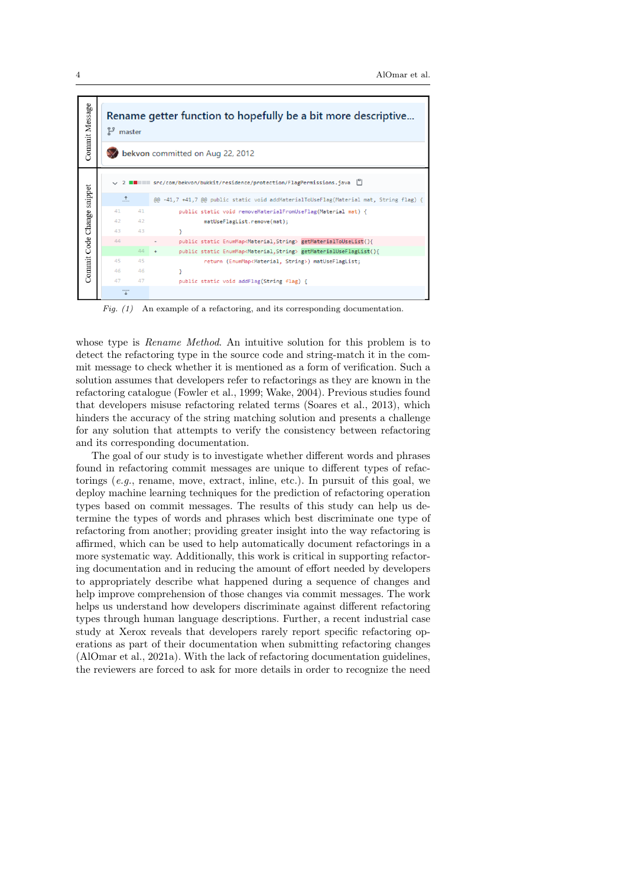| Commit Message | Rename getter function to hopefully be a bit more descriptive... master bekvon committed on Aug 22, 2012 |
|---|---|

Commit Code Change snippet

```
src/com/bekvon/bukkit/residence/protection/FlagPermissions.java
@@ -41,7 +41,7 @@ public static void addMaterialToUseFlag(Material mat, String flag) {
41  41      public static void removeMaterialFromUseFlag(Material mat) {
42  42          matUseFlagList.remove(mat);
43  43      }
44     -    public static EnumMap<Material,String> getMaterialToUseList(){
    44 +    public static EnumMap<Material,String> getMaterialUseFlagList(){
45  45          return (EnumMap<Material, String>) matUseFlagList;
46  46      }
47  47      public static void addFlag(String flag) {
```

*Fig. (1)* An example of a refactoring, and its corresponding documentation.

whose type is *Rename Method*. An intuitive solution for this problem is to detect the refactoring type in the source code and string-match it in the commit message to check whether it is mentioned as a form of verification. Such a solution assumes that developers refer to refactorings as they are known in the refactoring catalogue (Fowler et al., 1999; Wake, 2004). Previous studies found that developers misuse refactoring related terms (Soares et al., 2013), which hinders the accuracy of the string matching solution and presents a challenge for any solution that attempts to verify the consistency between refactoring and its corresponding documentation.

The goal of our study is to investigate whether different words and phrases found in refactoring commit messages are unique to different types of refactorings (*e.g.*, rename, move, extract, inline, etc.). In pursuit of this goal, we deploy machine learning techniques for the prediction of refactoring operation types based on commit messages. The results of this study can help us determine the types of words and phrases which best discriminate one type of refactoring from another; providing greater insight into the way refactoring is affirmed, which can be used to help automatically document refactorings in a more systematic way. Additionally, this work is critical in supporting refactoring documentation and in reducing the amount of effort needed by developers to appropriately describe what happened during a sequence of changes and help improve comprehension of those changes via commit messages. The work helps us understand how developers discriminate against different refactoring types through human language descriptions. Further, a recent industrial case study at Xerox reveals that developers rarely report specific refactoring operations as part of their documentation when submitting refactoring changes (AlOmar et al., 2021a). With the lack of refactoring documentation guidelines, the reviewers are forced to ask for more details in order to recognize the need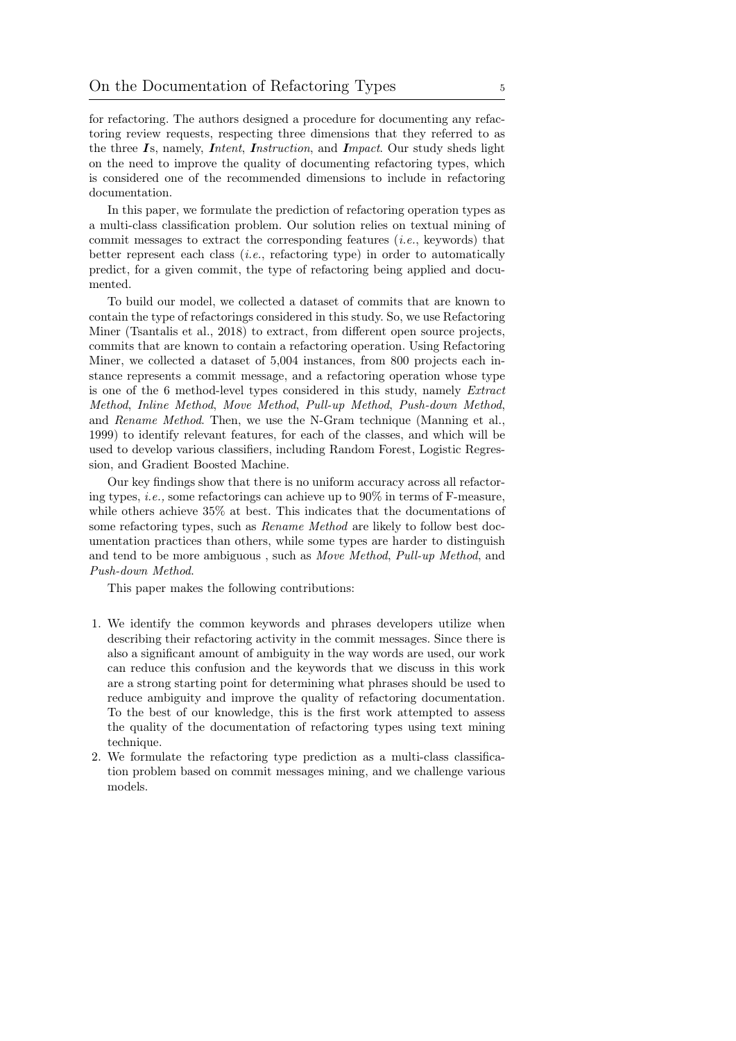for refactoring. The authors designed a procedure for documenting any refactoring review requests, respecting three dimensions that they referred to as the three ***I***s, namely, ***Intent***, ***Instruction***, and ***Impact***. Our study sheds light on the need to improve the quality of documenting refactoring types, which is considered one of the recommended dimensions to include in refactoring documentation.

In this paper, we formulate the prediction of refactoring operation types as a multi-class classification problem. Our solution relies on textual mining of commit messages to extract the corresponding features (*i.e.*, keywords) that better represent each class (*i.e.*, refactoring type) in order to automatically predict, for a given commit, the type of refactoring being applied and documented.

To build our model, we collected a dataset of commits that are known to contain the type of refactorings considered in this study. So, we use Refactoring Miner (Tsantalis et al., 2018) to extract, from different open source projects, commits that are known to contain a refactoring operation. Using Refactoring Miner, we collected a dataset of 5,004 instances, from 800 projects each instance represents a commit message, and a refactoring operation whose type is one of the 6 method-level types considered in this study, namely *Extract Method*, *Inline Method*, *Move Method*, *Pull-up Method*, *Push-down Method*, and *Rename Method*. Then, we use the N-Gram technique (Manning et al., 1999) to identify relevant features, for each of the classes, and which will be used to develop various classifiers, including Random Forest, Logistic Regression, and Gradient Boosted Machine.

Our key findings show that there is no uniform accuracy across all refactoring types, *i.e.,* some refactorings can achieve up to 90% in terms of F-measure, while others achieve 35% at best. This indicates that the documentations of some refactoring types, such as *Rename Method* are likely to follow best documentation practices than others, while some types are harder to distinguish and tend to be more ambiguous , such as *Move Method*, *Pull-up Method*, and *Push-down Method*.

This paper makes the following contributions:

1. We identify the common keywords and phrases developers utilize when describing their refactoring activity in the commit messages. Since there is also a significant amount of ambiguity in the way words are used, our work can reduce this confusion and the keywords that we discuss in this work are a strong starting point for determining what phrases should be used to reduce ambiguity and improve the quality of refactoring documentation. To the best of our knowledge, this is the first work attempted to assess the quality of the documentation of refactoring types using text mining technique.
2. We formulate the refactoring type prediction as a multi-class classification problem based on commit messages mining, and we challenge various models.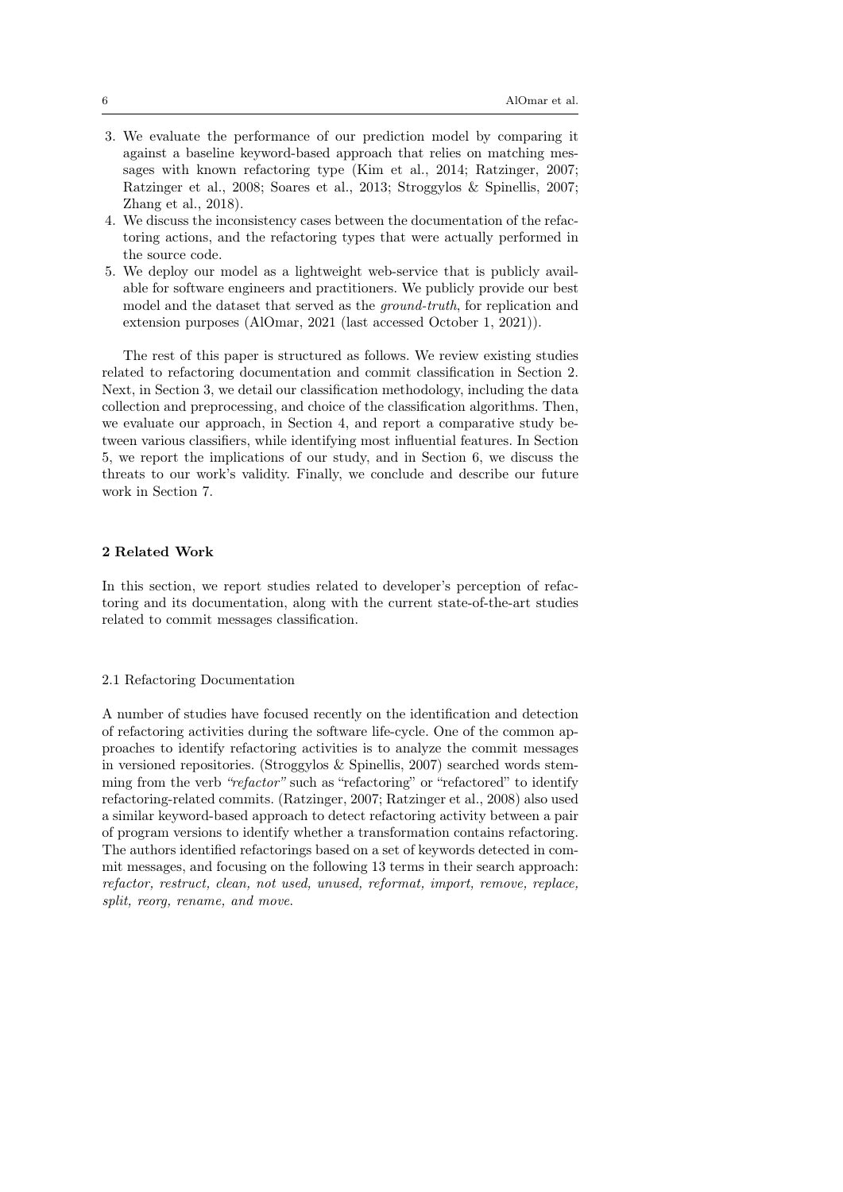3. We evaluate the performance of our prediction model by comparing it against a baseline keyword-based approach that relies on matching messages with known refactoring type (Kim et al., 2014; Ratzinger, 2007; Ratzinger et al., 2008; Soares et al., 2013; Stroggylos & Spinellis, 2007; Zhang et al., 2018).
4. We discuss the inconsistency cases between the documentation of the refactoring actions, and the refactoring types that were actually performed in the source code.
5. We deploy our model as a lightweight web-service that is publicly available for software engineers and practitioners. We publicly provide our best model and the dataset that served as the *ground-truth*, for replication and extension purposes (AlOmar, 2021 (last accessed October 1, 2021)).

The rest of this paper is structured as follows. We review existing studies related to refactoring documentation and commit classification in Section 2. Next, in Section 3, we detail our classification methodology, including the data collection and preprocessing, and choice of the classification algorithms. Then, we evaluate our approach, in Section 4, and report a comparative study between various classifiers, while identifying most influential features. In Section 5, we report the implications of our study, and in Section 6, we discuss the threats to our work's validity. Finally, we conclude and describe our future work in Section 7.

## 2 Related Work

In this section, we report studies related to developer's perception of refactoring and its documentation, along with the current state-of-the-art studies related to commit messages classification.

### 2.1 Refactoring Documentation

A number of studies have focused recently on the identification and detection of refactoring activities during the software life-cycle. One of the common approaches to identify refactoring activities is to analyze the commit messages in versioned repositories. (Stroggylos & Spinellis, 2007) searched words stemming from the verb *"refactor"* such as "refactoring" or "refactored" to identify refactoring-related commits. (Ratzinger, 2007; Ratzinger et al., 2008) also used a similar keyword-based approach to detect refactoring activity between a pair of program versions to identify whether a transformation contains refactoring. The authors identified refactorings based on a set of keywords detected in commit messages, and focusing on the following 13 terms in their search approach: *refactor, restruct, clean, not used, unused, reformat, import, remove, replace, split, reorg, rename, and move.*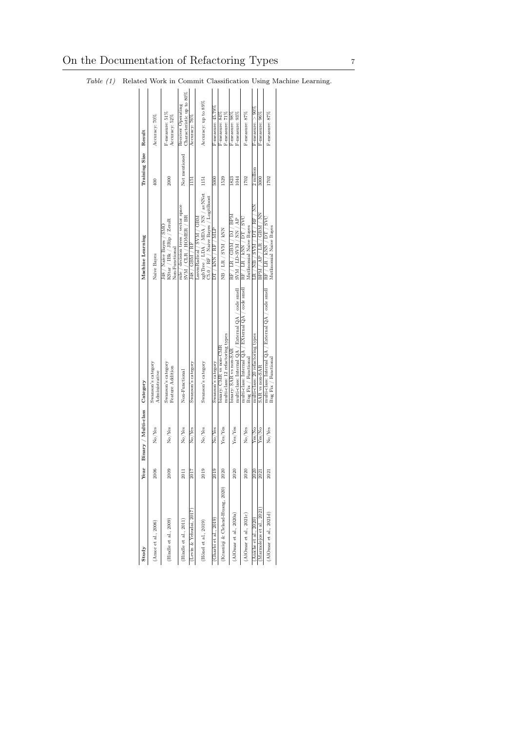*Table (1)* Related Work in Commit Classification Using Machine Learning.

| Study | Year | Binary / Multi-class | Category | Machine Learning | Training Size | Result |
|---|---|---|---|---|---|---|
| (Amor et al., 2006) | 2006 | No/Yes | Swanson's category<br>Administrative | Naive Bayes | 400 | Accuracy: 70% |
| (Hindle et al., 2009) | 2009 | No/Yes | Swanson's category<br>Feature Addition<br>Non-Functional | J48 / Naive Bayes / SMO<br>KStar / IBk / JRip / ZeroR | 2000 | F-measure: 51%<br>Accuracy: 52% |
| (Hindle et al., 2011) | 2011 | No/Yes | Non-Functional | rule / decision trees / vector space<br>SVM / CLR / HOMER / BR | Not mentioned | Receiver Operating<br>Characteristic up to 80% |
| (Levin & Yehudai, 2017) | 2017 | No/Yes | Swanson's category | J48 / GBM / RF | 1151 | Accuracy: 76% |
| (Hönel et al., 2019) | 2019 | No/Yes | Swanson's category | LsvmRadical / SVM / GBM<br>xgbTree / LDA / MDA / NN / avNNet<br>C5.0 / RF / Naive Bayes / LogitBoost | 1151 | Accuracy: up to 89% |
| (Gharbi et al., 2019) | 2019 | No/Yes | Swanson's category | DT / kNN / RF / MLP | 5000 | F-measure: 45.79% |
| (Krasniqi & Cleland-Huang, 2020) | 2020 | Yes/Yes | binary: CMR vs non-CMR<br>multi-class: 12 refactoring types | NB / LR / SVM / kNN | 1529 | F-measure: 84%<br>F-measure: 71% |
| (AlOmar et al., 2020a) | 2020 | Yes/Yes | binary: SAR vs non-SAR<br>multi-class: Internal QA / External QA / code smell | RF / LR / GBM / DJ / BPM<br>SVM / LD-SVM / NN / AP | 1823<br>1044 | F-measure: 98%<br>F-measure: 93% |
| (AlOmar et al., 2021c) | 2020 | No/Yes | multi-class: Internal QA / EXternal QA / code smell<br>Bug Fix / Functional | RF / LR / kNN / DT / SVC<br>Mutlinomial Naive Bayes | 1702 | F-measure: 87% |
| (Aniche et al., 2020) | 2020 | Yes/No | multi-class: 20 refactoring types | LR / NB / SVM / DT / RF / NN | 2 million | F-measure: > 90% |
| (Marmolejos et al., 2021) | 2021 | Yes/No | SAR vs non-SAR | BPM / AP / LR / GBM / NN | 3000 | F-measure: 96% |
| (AlOmar et al., 2021d) | 2021 | No/Yes | multi-class: Internal QA / External QA / code smell<br>Bug Fix / Functional | RF / LR / kNN / DT / SVC<br>Mutlinomial Naive Bayes | 1702 | F-measure: 87% |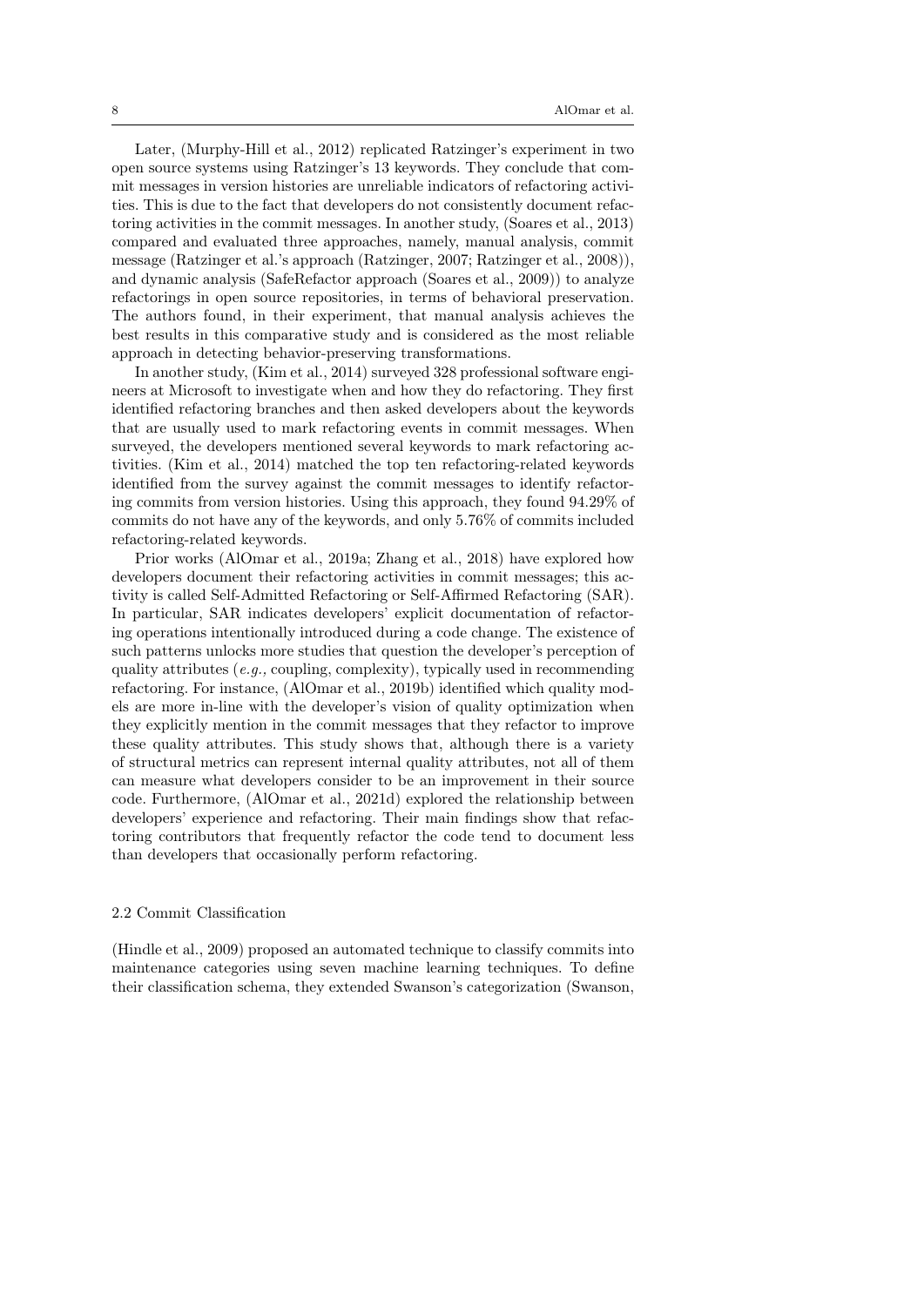Later, (Murphy-Hill et al., 2012) replicated Ratzinger's experiment in two open source systems using Ratzinger's 13 keywords. They conclude that commit messages in version histories are unreliable indicators of refactoring activities. This is due to the fact that developers do not consistently document refactoring activities in the commit messages. In another study, (Soares et al., 2013) compared and evaluated three approaches, namely, manual analysis, commit message (Ratzinger et al.'s approach (Ratzinger, 2007; Ratzinger et al., 2008)), and dynamic analysis (SafeRefactor approach (Soares et al., 2009)) to analyze refactorings in open source repositories, in terms of behavioral preservation. The authors found, in their experiment, that manual analysis achieves the best results in this comparative study and is considered as the most reliable approach in detecting behavior-preserving transformations.

In another study, (Kim et al., 2014) surveyed 328 professional software engineers at Microsoft to investigate when and how they do refactoring. They first identified refactoring branches and then asked developers about the keywords that are usually used to mark refactoring events in commit messages. When surveyed, the developers mentioned several keywords to mark refactoring activities. (Kim et al., 2014) matched the top ten refactoring-related keywords identified from the survey against the commit messages to identify refactoring commits from version histories. Using this approach, they found 94.29% of commits do not have any of the keywords, and only 5.76% of commits included refactoring-related keywords.

Prior works (AlOmar et al., 2019a; Zhang et al., 2018) have explored how developers document their refactoring activities in commit messages; this activity is called Self-Admitted Refactoring or Self-Affirmed Refactoring (SAR). In particular, SAR indicates developers' explicit documentation of refactoring operations intentionally introduced during a code change. The existence of such patterns unlocks more studies that question the developer's perception of quality attributes (*e.g.,* coupling, complexity), typically used in recommending refactoring. For instance, (AlOmar et al., 2019b) identified which quality models are more in-line with the developer's vision of quality optimization when they explicitly mention in the commit messages that they refactor to improve these quality attributes. This study shows that, although there is a variety of structural metrics can represent internal quality attributes, not all of them can measure what developers consider to be an improvement in their source code. Furthermore, (AlOmar et al., 2021d) explored the relationship between developers' experience and refactoring. Their main findings show that refactoring contributors that frequently refactor the code tend to document less than developers that occasionally perform refactoring.

### 2.2 Commit Classification

(Hindle et al., 2009) proposed an automated technique to classify commits into maintenance categories using seven machine learning techniques. To define their classification schema, they extended Swanson's categorization (Swanson,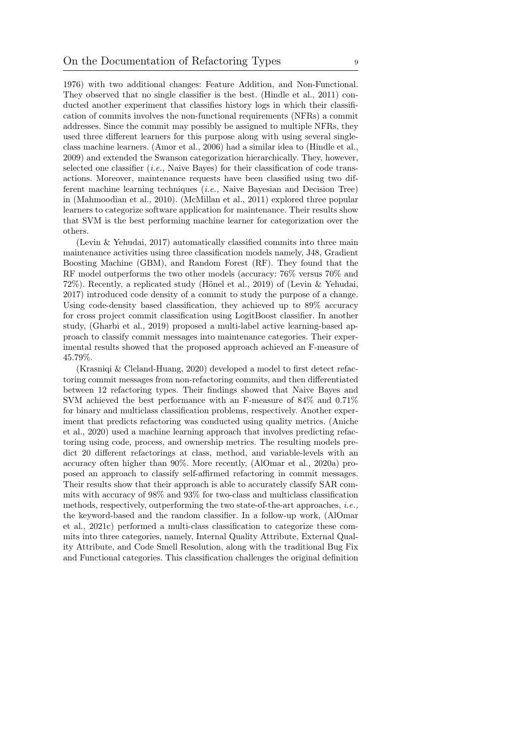1976) with two additional changes: Feature Addition, and Non-Functional. They observed that no single classifier is the best. (Hindle et al., 2011) conducted another experiment that classifies history logs in which their classification of commits involves the non-functional requirements (NFRs) a commit addresses. Since the commit may possibly be assigned to multiple NFRs, they used three different learners for this purpose along with using several single-class machine learners. (Amor et al., 2006) had a similar idea to (Hindle et al., 2009) and extended the Swanson categorization hierarchically. They, however, selected one classifier (*i.e.,* Naive Bayes) for their classification of code transactions. Moreover, maintenance requests have been classified using two different machine learning techniques (*i.e.,* Naive Bayesian and Decision Tree) in (Mahmoodian et al., 2010). (McMillan et al., 2011) explored three popular learners to categorize software application for maintenance. Their results show that SVM is the best performing machine learner for categorization over the others.

(Levin & Yehudai, 2017) automatically classified commits into three main maintenance activities using three classification models namely, J48, Gradient Boosting Machine (GBM), and Random Forest (RF). They found that the RF model outperforms the two other models (accuracy: 76% versus 70% and 72%). Recently, a replicated study (Hönel et al., 2019) of (Levin & Yehudai, 2017) introduced code density of a commit to study the purpose of a change. Using code-density based classification, they achieved up to 89% accuracy for cross project commit classification using LogitBoost classifier. In another study, (Gharbi et al., 2019) proposed a multi-label active learning-based approach to classify commit messages into maintenance categories. Their experimental results showed that the proposed approach achieved an F-measure of 45.79%.

(Krasniqi & Cleland-Huang, 2020) developed a model to first detect refactoring commit messages from non-refactoring commits, and then differentiated between 12 refactoring types. Their findings showed that Naive Bayes and SVM achieved the best performance with an F-measure of 84% and 0.71% for binary and multiclass classification problems, respectively. Another experiment that predicts refactoring was conducted using quality metrics. (Aniche et al., 2020) used a machine learning approach that involves predicting refactoring using code, process, and ownership metrics. The resulting models predict 20 different refactorings at class, method, and variable-levels with an accuracy often higher than 90%. More recently, (AlOmar et al., 2020a) proposed an approach to classify self-affirmed refactoring in commit messages. Their results show that their approach is able to accurately classify SAR commits with accuracy of 98% and 93% for two-class and multiclass classification methods, respectively, outperforming the two state-of-the-art approaches, *i.e.,* the keyword-based and the random classifier. In a follow-up work, (AlOmar et al., 2021c) performed a multi-class classification to categorize these commits into three categories, namely, Internal Quality Attribute, External Quality Attribute, and Code Smell Resolution, along with the traditional Bug Fix and Functional categories. This classification challenges the original definition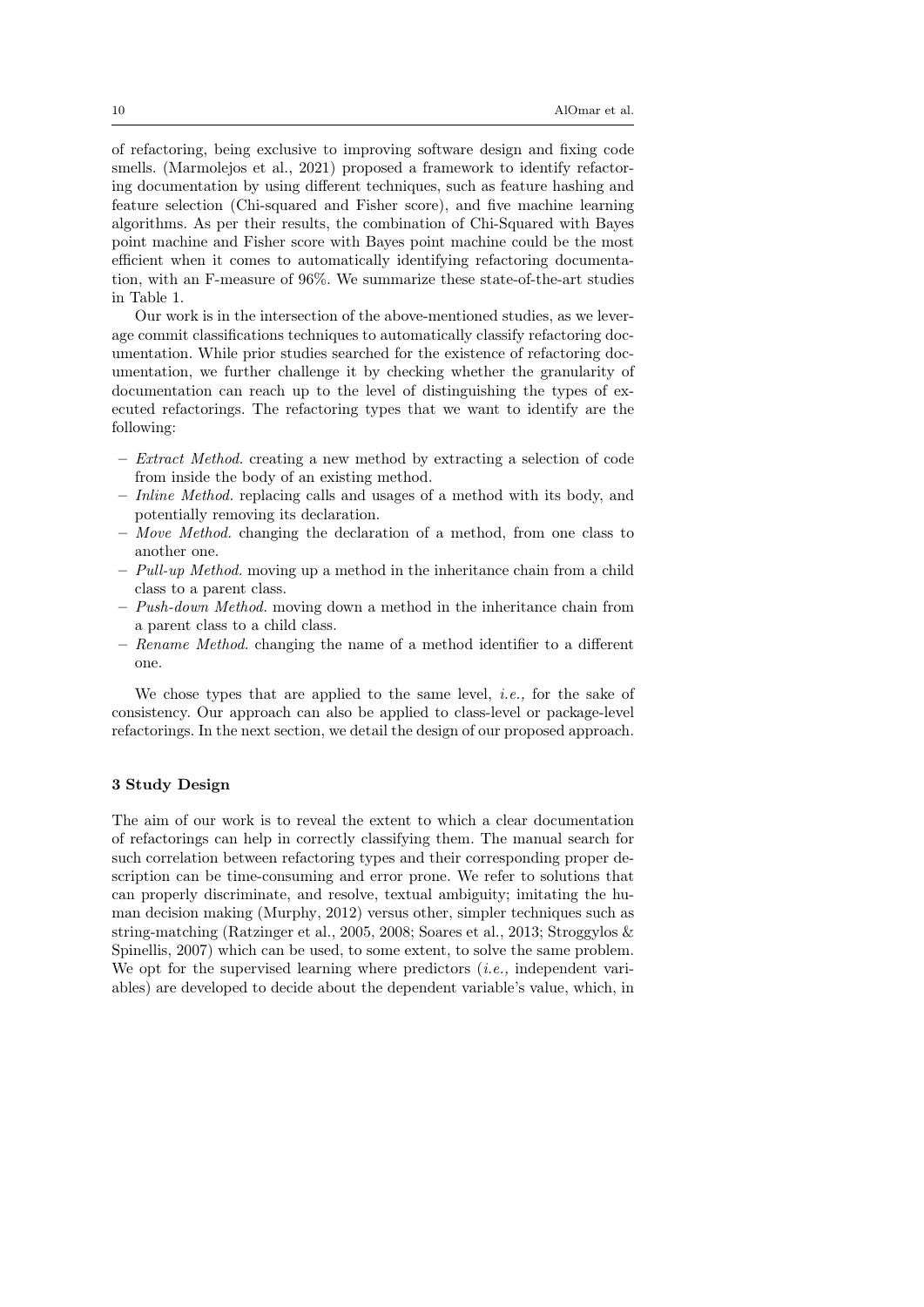of refactoring, being exclusive to improving software design and fixing code smells. (Marmolejos et al., 2021) proposed a framework to identify refactoring documentation by using different techniques, such as feature hashing and feature selection (Chi-squared and Fisher score), and five machine learning algorithms. As per their results, the combination of Chi-Squared with Bayes point machine and Fisher score with Bayes point machine could be the most efficient when it comes to automatically identifying refactoring documentation, with an F-measure of 96%. We summarize these state-of-the-art studies in Table 1.

Our work is in the intersection of the above-mentioned studies, as we leverage commit classifications techniques to automatically classify refactoring documentation. While prior studies searched for the existence of refactoring documentation, we further challenge it by checking whether the granularity of documentation can reach up to the level of distinguishing the types of executed refactorings. The refactoring types that we want to identify are the following:

- *Extract Method.* creating a new method by extracting a selection of code from inside the body of an existing method.
- *Inline Method.* replacing calls and usages of a method with its body, and potentially removing its declaration.
- *Move Method.* changing the declaration of a method, from one class to another one.
- *Pull-up Method.* moving up a method in the inheritance chain from a child class to a parent class.
- *Push-down Method.* moving down a method in the inheritance chain from a parent class to a child class.
- *Rename Method.* changing the name of a method identifier to a different one.

We chose types that are applied to the same level, *i.e.,* for the sake of consistency. Our approach can also be applied to class-level or package-level refactorings. In the next section, we detail the design of our proposed approach.

## 3 Study Design

The aim of our work is to reveal the extent to which a clear documentation of refactorings can help in correctly classifying them. The manual search for such correlation between refactoring types and their corresponding proper description can be time-consuming and error prone. We refer to solutions that can properly discriminate, and resolve, textual ambiguity; imitating the human decision making (Murphy, 2012) versus other, simpler techniques such as string-matching (Ratzinger et al., 2005, 2008; Soares et al., 2013; Stroggylos & Spinellis, 2007) which can be used, to some extent, to solve the same problem. We opt for the supervised learning where predictors (*i.e.,* independent variables) are developed to decide about the dependent variable's value, which, in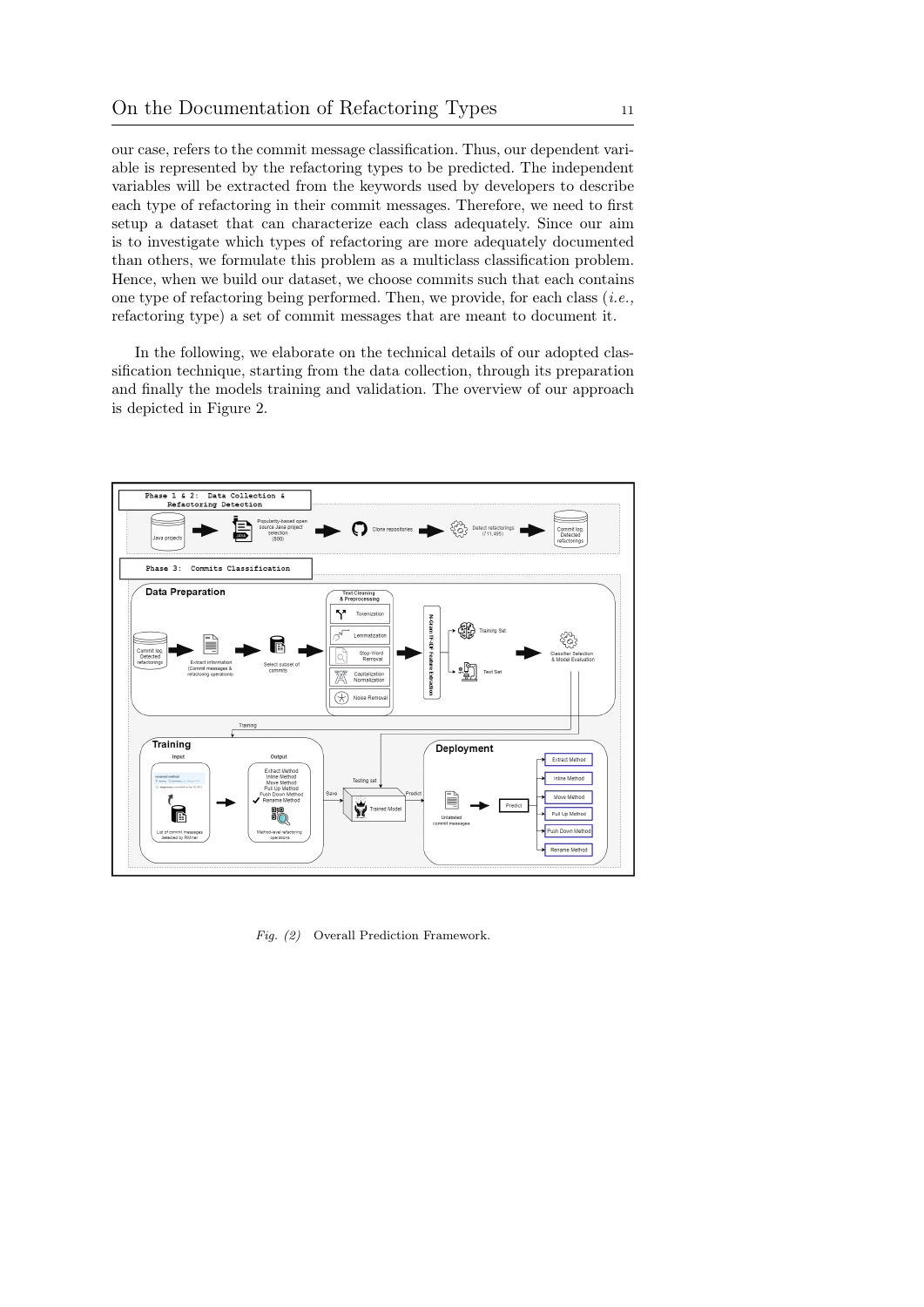our case, refers to the commit message classification. Thus, our dependent variable is represented by the refactoring types to be predicted. The independent variables will be extracted from the keywords used by developers to describe each type of refactoring in their commit messages. Therefore, we need to first setup a dataset that can characterize each class adequately. Since our aim is to investigate which types of refactoring are more adequately documented than others, we formulate this problem as a multiclass classification problem. Hence, when we build our dataset, we choose commits such that each contains one type of refactoring being performed. Then, we provide, for each class (*i.e.,* refactoring type) a set of commit messages that are meant to document it.

In the following, we elaborate on the technical details of our adopted classification technique, starting from the data collection, through its preparation and finally the models training and validation. The overview of our approach is depicted in Figure 2.

*Fig. (2)* Overall Prediction Framework.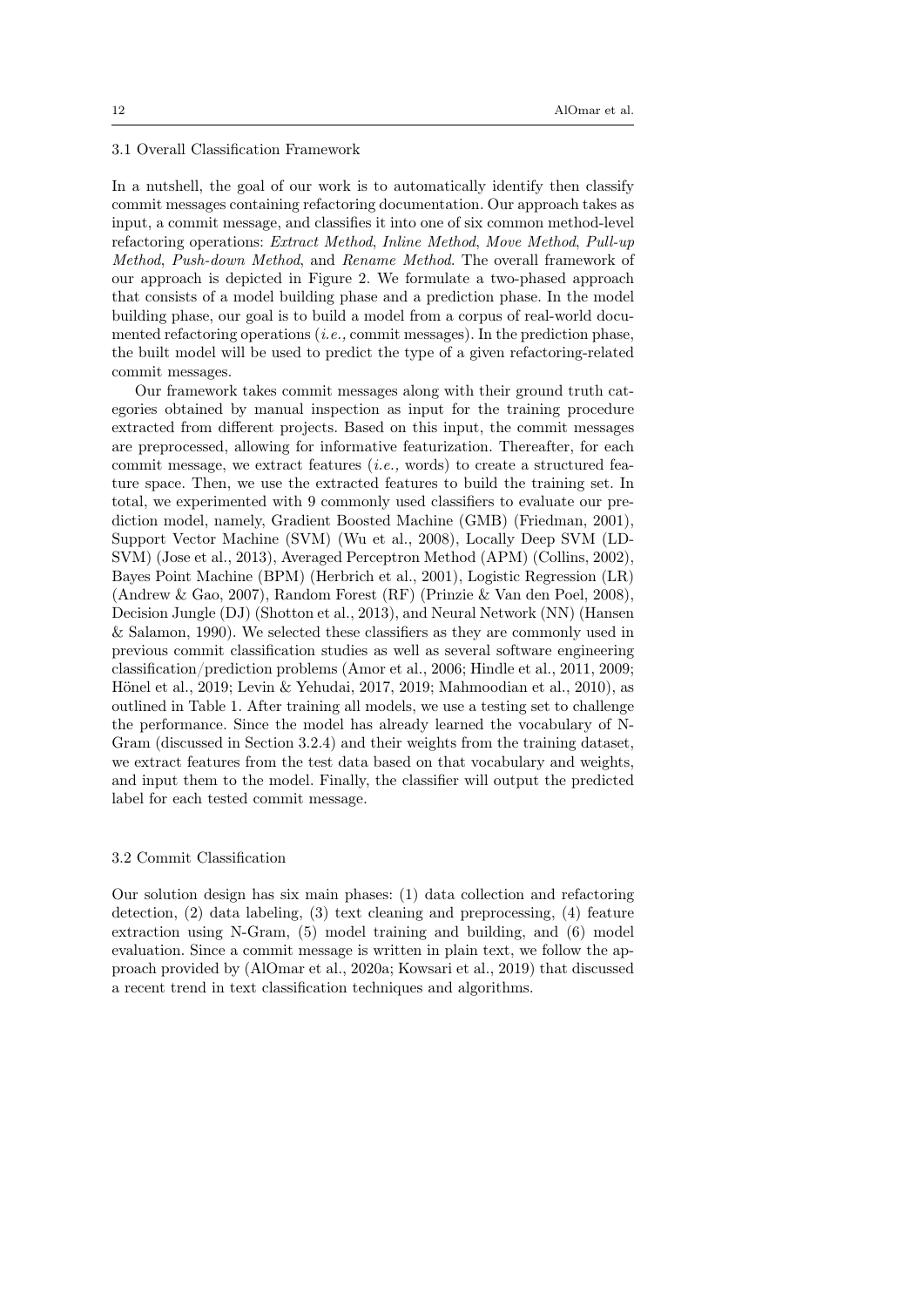### 3.1 Overall Classification Framework

In a nutshell, the goal of our work is to automatically identify then classify commit messages containing refactoring documentation. Our approach takes as input, a commit message, and classifies it into one of six common method-level refactoring operations: *Extract Method*, *Inline Method*, *Move Method*, *Pull-up Method*, *Push-down Method*, and *Rename Method*. The overall framework of our approach is depicted in Figure 2. We formulate a two-phased approach that consists of a model building phase and a prediction phase. In the model building phase, our goal is to build a model from a corpus of real-world documented refactoring operations (*i.e.,* commit messages). In the prediction phase, the built model will be used to predict the type of a given refactoring-related commit messages.

Our framework takes commit messages along with their ground truth categories obtained by manual inspection as input for the training procedure extracted from different projects. Based on this input, the commit messages are preprocessed, allowing for informative featurization. Thereafter, for each commit message, we extract features (*i.e.,* words) to create a structured feature space. Then, we use the extracted features to build the training set. In total, we experimented with 9 commonly used classifiers to evaluate our prediction model, namely, Gradient Boosted Machine (GMB) (Friedman, 2001), Support Vector Machine (SVM) (Wu et al., 2008), Locally Deep SVM (LD-SVM) (Jose et al., 2013), Averaged Perceptron Method (APM) (Collins, 2002), Bayes Point Machine (BPM) (Herbrich et al., 2001), Logistic Regression (LR) (Andrew & Gao, 2007), Random Forest (RF) (Prinzie & Van den Poel, 2008), Decision Jungle (DJ) (Shotton et al., 2013), and Neural Network (NN) (Hansen & Salamon, 1990). We selected these classifiers as they are commonly used in previous commit classification studies as well as several software engineering classification/prediction problems (Amor et al., 2006; Hindle et al., 2011, 2009; Hönel et al., 2019; Levin & Yehudai, 2017, 2019; Mahmoodian et al., 2010), as outlined in Table 1. After training all models, we use a testing set to challenge the performance. Since the model has already learned the vocabulary of N-Gram (discussed in Section 3.2.4) and their weights from the training dataset, we extract features from the test data based on that vocabulary and weights, and input them to the model. Finally, the classifier will output the predicted label for each tested commit message.

### 3.2 Commit Classification

Our solution design has six main phases: (1) data collection and refactoring detection, (2) data labeling, (3) text cleaning and preprocessing, (4) feature extraction using N-Gram, (5) model training and building, and (6) model evaluation. Since a commit message is written in plain text, we follow the approach provided by (AlOmar et al., 2020a; Kowsari et al., 2019) that discussed a recent trend in text classification techniques and algorithms.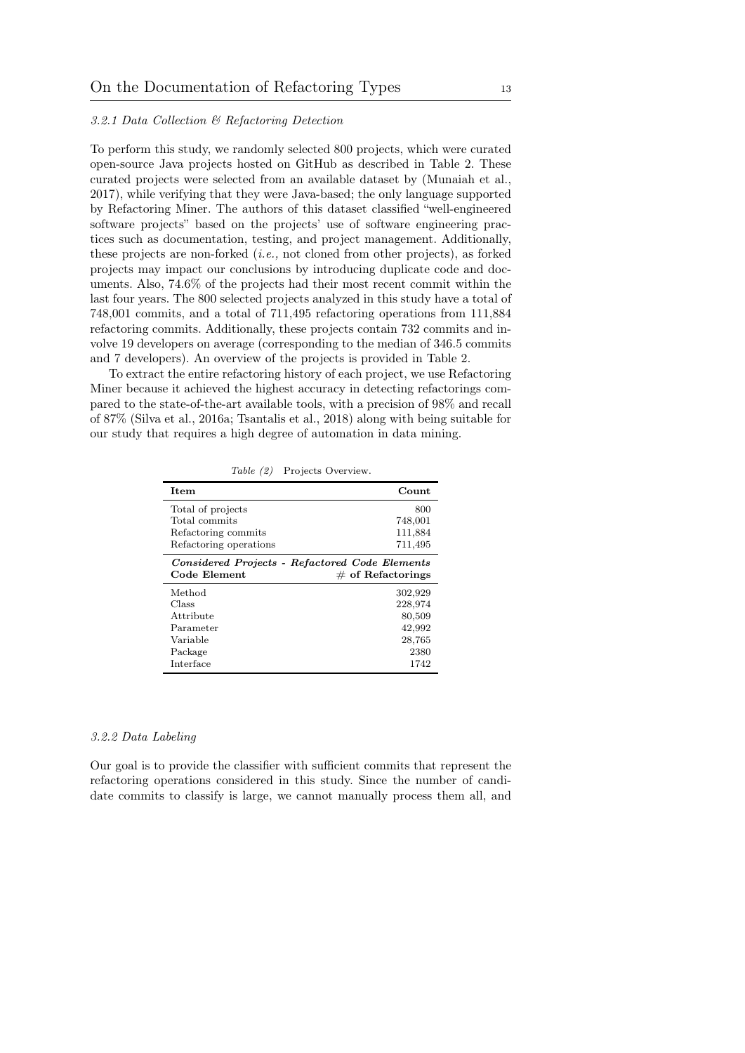#### 3.2.1 Data Collection & Refactoring Detection

To perform this study, we randomly selected 800 projects, which were curated open-source Java projects hosted on GitHub as described in Table 2. These curated projects were selected from an available dataset by (Munaiah et al., 2017), while verifying that they were Java-based; the only language supported by Refactoring Miner. The authors of this dataset classified "well-engineered software projects" based on the projects' use of software engineering practices such as documentation, testing, and project management. Additionally, these projects are non-forked (*i.e.,* not cloned from other projects), as forked projects may impact our conclusions by introducing duplicate code and documents. Also, 74.6% of the projects had their most recent commit within the last four years. The 800 selected projects analyzed in this study have a total of 748,001 commits, and a total of 711,495 refactoring operations from 111,884 refactoring commits. Additionally, these projects contain 732 commits and involve 19 developers on average (corresponding to the median of 346.5 commits and 7 developers). An overview of the projects is provided in Table 2.

To extract the entire refactoring history of each project, we use Refactoring Miner because it achieved the highest accuracy in detecting refactorings compared to the state-of-the-art available tools, with a precision of 98% and recall of 87% (Silva et al., 2016a; Tsantalis et al., 2018) along with being suitable for our study that requires a high degree of automation in data mining.

*Table (2)* Projects Overview.

| **Item** | **Count** |
|---|---|
| Total of projects | 800 |
| Total commits | 748,001 |
| Refactoring commits | 111,884 |
| Refactoring operations | 711,495 |
| ***Considered Projects - Refactored Code Elements*** | |
| **Code Element** | **# of Refactorings** |
| Method | 302,929 |
| Class | 228,974 |
| Attribute | 80,509 |
| Parameter | 42,992 |
| Variable | 28,765 |
| Package | 2380 |
| Interface | 1742 |

#### 3.2.2 Data Labeling

Our goal is to provide the classifier with sufficient commits that represent the refactoring operations considered in this study. Since the number of candidate commits to classify is large, we cannot manually process them all, and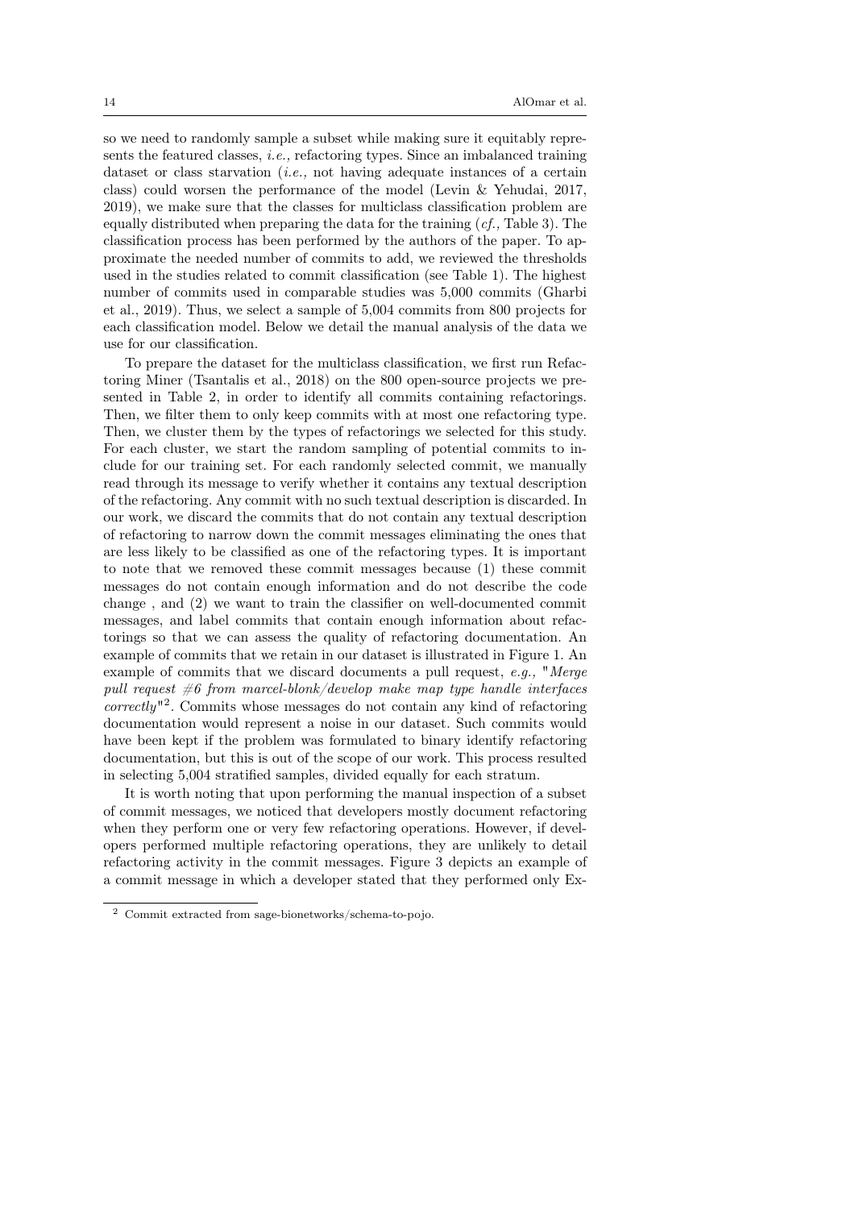so we need to randomly sample a subset while making sure it equitably represents the featured classes, *i.e.,* refactoring types. Since an imbalanced training dataset or class starvation (*i.e.,* not having adequate instances of a certain class) could worsen the performance of the model (Levin & Yehudai, 2017, 2019), we make sure that the classes for multiclass classification problem are equally distributed when preparing the data for the training (*cf.,* Table 3). The classification process has been performed by the authors of the paper. To approximate the needed number of commits to add, we reviewed the thresholds used in the studies related to commit classification (see Table 1). The highest number of commits used in comparable studies was 5,000 commits (Gharbi et al., 2019). Thus, we select a sample of 5,004 commits from 800 projects for each classification model. Below we detail the manual analysis of the data we use for our classification.

To prepare the dataset for the multiclass classification, we first run Refactoring Miner (Tsantalis et al., 2018) on the 800 open-source projects we presented in Table 2, in order to identify all commits containing refactorings. Then, we filter them to only keep commits with at most one refactoring type. Then, we cluster them by the types of refactorings we selected for this study. For each cluster, we start the random sampling of potential commits to include for our training set. For each randomly selected commit, we manually read through its message to verify whether it contains any textual description of the refactoring. Any commit with no such textual description is discarded. In our work, we discard the commits that do not contain any textual description of refactoring to narrow down the commit messages eliminating the ones that are less likely to be classified as one of the refactoring types. It is important to note that we removed these commit messages because (1) these commit messages do not contain enough information and do not describe the code change , and (2) we want to train the classifier on well-documented commit messages, and label commits that contain enough information about refactorings so that we can assess the quality of refactoring documentation. An example of commits that we retain in our dataset is illustrated in Figure 1. An example of commits that we discard documents a pull request, *e.g.,* "*Merge pull request #6 from marcel-blonk/develop make map type handle interfaces correctly*"[2]. Commits whose messages do not contain any kind of refactoring documentation would represent a noise in our dataset. Such commits would have been kept if the problem was formulated to binary identify refactoring documentation, but this is out of the scope of our work. This process resulted in selecting 5,004 stratified samples, divided equally for each stratum.

It is worth noting that upon performing the manual inspection of a subset of commit messages, we noticed that developers mostly document refactoring when they perform one or very few refactoring operations. However, if developers performed multiple refactoring operations, they are unlikely to detail refactoring activity in the commit messages. Figure 3 depicts an example of a commit message in which a developer stated that they performed only Ex-

[2] Commit extracted from sage-bionetworks/schema-to-pojo.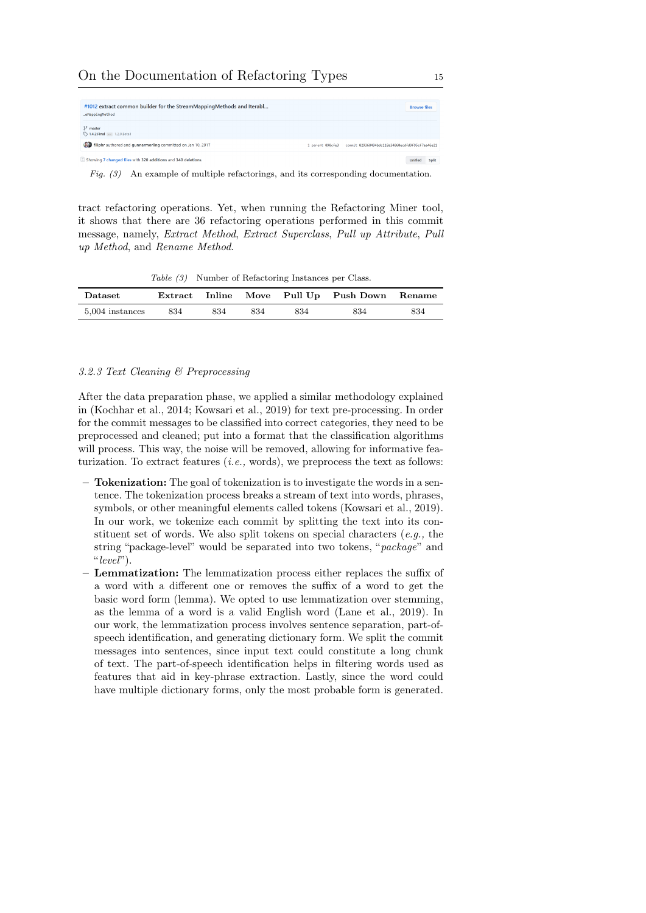Fig. (3) An example of multiple refactorings, and its corresponding documentation.

tract refactoring operations. Yet, when running the Refactoring Miner tool, it shows that there are 36 refactoring operations performed in this commit message, namely, *Extract Method*, *Extract Superclass*, *Pull up Attribute*, *Pull up Method*, and *Rename Method*.

*Table (3)* Number of Refactoring Instances per Class.

| Dataset | Extract | Inline | Move | Pull Up | Push Down | Rename |
|---|---|---|---|---|---|---|
| 5,004 instances | 834 | 834 | 834 | 834 | 834 | 834 |

### *3.2.3 Text Cleaning & Preprocessing*

After the data preparation phase, we applied a similar methodology explained in (Kochhar et al., 2014; Kowsari et al., 2019) for text pre-processing. In order for the commit messages to be classified into correct categories, they need to be preprocessed and cleaned; put into a format that the classification algorithms will process. This way, the noise will be removed, allowing for informative featurization. To extract features (*i.e.,* words), we preprocess the text as follows:

- **Tokenization:** The goal of tokenization is to investigate the words in a sentence. The tokenization process breaks a stream of text into words, phrases, symbols, or other meaningful elements called tokens (Kowsari et al., 2019). In our work, we tokenize each commit by splitting the text into its constituent set of words. We also split tokens on special characters (*e.g.,* the string "package-level" would be separated into two tokens, "*package*" and "*level*").
- **Lemmatization:** The lemmatization process either replaces the suffix of a word with a different one or removes the suffix of a word to get the basic word form (lemma). We opted to use lemmatization over stemming, as the lemma of a word is a valid English word (Lane et al., 2019). In our work, the lemmatization process involves sentence separation, part-of-speech identification, and generating dictionary form. We split the commit messages into sentences, since input text could constitute a long chunk of text. The part-of-speech identification helps in filtering words used as features that aid in key-phrase extraction. Lastly, since the word could have multiple dictionary forms, only the most probable form is generated.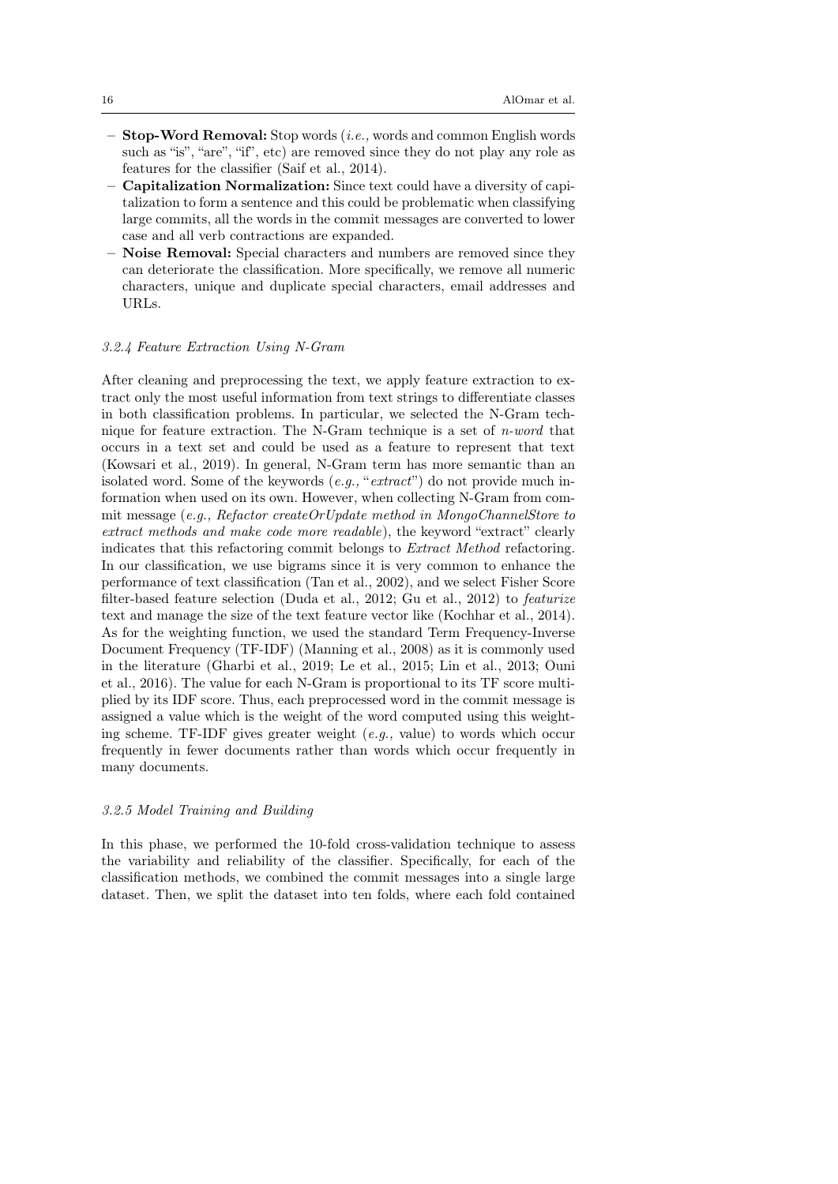- **Stop-Word Removal:** Stop words (*i.e.,* words and common English words such as "is", "are", "if", etc) are removed since they do not play any role as features for the classifier (Saif et al., 2014).
- **Capitalization Normalization:** Since text could have a diversity of capitalization to form a sentence and this could be problematic when classifying large commits, all the words in the commit messages are converted to lower case and all verb contractions are expanded.
- **Noise Removal:** Special characters and numbers are removed since they can deteriorate the classification. More specifically, we remove all numeric characters, unique and duplicate special characters, email addresses and URLs.

#### *3.2.4 Feature Extraction Using N-Gram*

After cleaning and preprocessing the text, we apply feature extraction to extract only the most useful information from text strings to differentiate classes in both classification problems. In particular, we selected the N-Gram technique for feature extraction. The N-Gram technique is a set of *n-word* that occurs in a text set and could be used as a feature to represent that text (Kowsari et al., 2019). In general, N-Gram term has more semantic than an isolated word. Some of the keywords (*e.g.,* "*extract*") do not provide much information when used on its own. However, when collecting N-Gram from commit message (*e.g., Refactor createOrUpdate method in MongoChannelStore to extract methods and make code more readable*), the keyword "extract" clearly indicates that this refactoring commit belongs to *Extract Method* refactoring. In our classification, we use bigrams since it is very common to enhance the performance of text classification (Tan et al., 2002), and we select Fisher Score filter-based feature selection (Duda et al., 2012; Gu et al., 2012) to *featurize* text and manage the size of the text feature vector like (Kochhar et al., 2014). As for the weighting function, we used the standard Term Frequency-Inverse Document Frequency (TF-IDF) (Manning et al., 2008) as it is commonly used in the literature (Gharbi et al., 2019; Le et al., 2015; Lin et al., 2013; Ouni et al., 2016). The value for each N-Gram is proportional to its TF score multiplied by its IDF score. Thus, each preprocessed word in the commit message is assigned a value which is the weight of the word computed using this weighting scheme. TF-IDF gives greater weight (*e.g.,* value) to words which occur frequently in fewer documents rather than words which occur frequently in many documents.

#### *3.2.5 Model Training and Building*

In this phase, we performed the 10-fold cross-validation technique to assess the variability and reliability of the classifier. Specifically, for each of the classification methods, we combined the commit messages into a single large dataset. Then, we split the dataset into ten folds, where each fold contained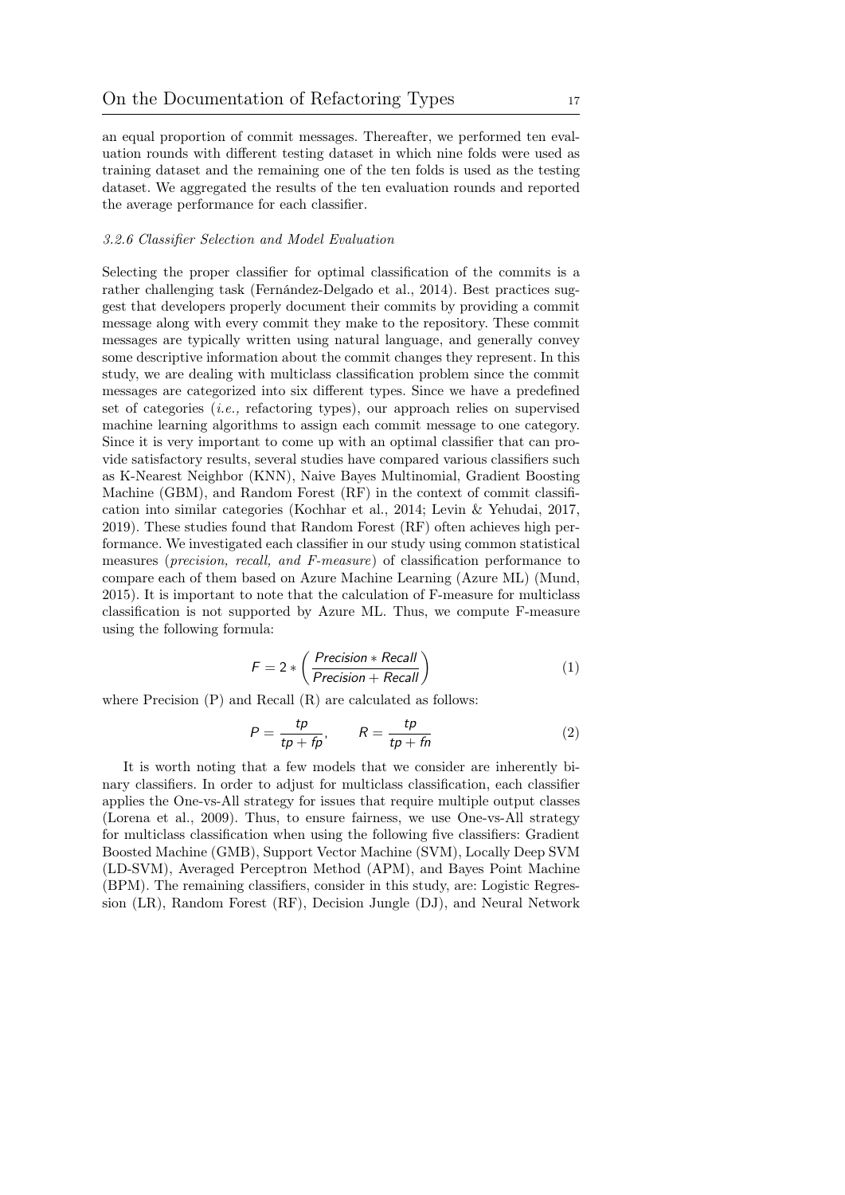an equal proportion of commit messages. Thereafter, we performed ten evaluation rounds with different testing dataset in which nine folds were used as training dataset and the remaining one of the ten folds is used as the testing dataset. We aggregated the results of the ten evaluation rounds and reported the average performance for each classifier.

#### *3.2.6 Classifier Selection and Model Evaluation*

Selecting the proper classifier for optimal classification of the commits is a rather challenging task (Fernández-Delgado et al., 2014). Best practices suggest that developers properly document their commits by providing a commit message along with every commit they make to the repository. These commit messages are typically written using natural language, and generally convey some descriptive information about the commit changes they represent. In this study, we are dealing with multiclass classification problem since the commit messages are categorized into six different types. Since we have a predefined set of categories (*i.e.,* refactoring types), our approach relies on supervised machine learning algorithms to assign each commit message to one category. Since it is very important to come up with an optimal classifier that can provide satisfactory results, several studies have compared various classifiers such as K-Nearest Neighbor (KNN), Naive Bayes Multinomial, Gradient Boosting Machine (GBM), and Random Forest (RF) in the context of commit classification into similar categories (Kochhar et al., 2014; Levin & Yehudai, 2017, 2019). These studies found that Random Forest (RF) often achieves high performance. We investigated each classifier in our study using common statistical measures (*precision, recall, and F-measure*) of classification performance to compare each of them based on Azure Machine Learning (Azure ML) (Mund, 2015). It is important to note that the calculation of F-measure for multiclass classification is not supported by Azure ML. Thus, we compute F-measure using the following formula:

$$F = 2 * \left( \frac{Precision * Recall}{Precision + Recall} \right) \tag{1}$$

where Precision (P) and Recall (R) are calculated as follows:

$$P = \frac{tp}{tp + fp}, \qquad R = \frac{tp}{tp + fn} \tag{2}$$

It is worth noting that a few models that we consider are inherently binary classifiers. In order to adjust for multiclass classification, each classifier applies the One-vs-All strategy for issues that require multiple output classes (Lorena et al., 2009). Thus, to ensure fairness, we use One-vs-All strategy for multiclass classification when using the following five classifiers: Gradient Boosted Machine (GMB), Support Vector Machine (SVM), Locally Deep SVM (LD-SVM), Averaged Perceptron Method (APM), and Bayes Point Machine (BPM). The remaining classifiers, consider in this study, are: Logistic Regression (LR), Random Forest (RF), Decision Jungle (DJ), and Neural Network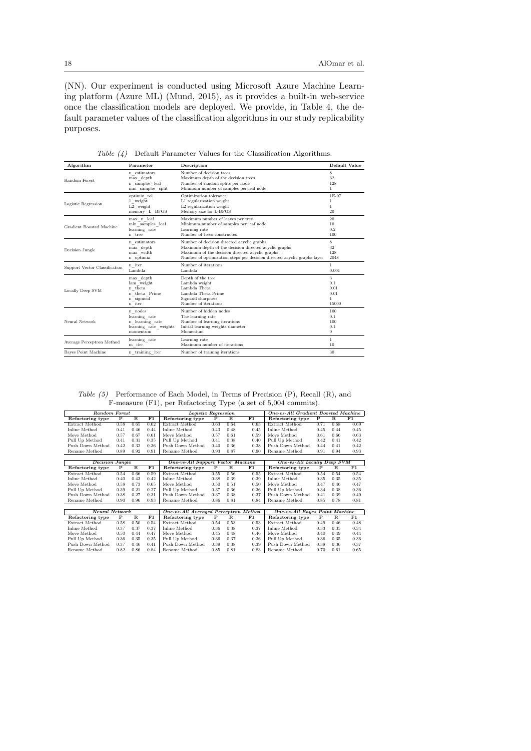(NN). Our experiment is conducted using Microsoft Azure Machine Learning platform (Azure ML) (Mund, 2015), as it provides a built-in web-service once the classification models are deployed. We provide, in Table 4, the default parameter values of the classification algorithms in our study replicability purposes.

*Table (4)* Default Parameter Values for the Classification Algorithms.

| Algorithm | Parameter | Description | Default Value |
|---|---|---|---|
| Random Forest | n_estimators | Number of decision trees | 8 |
| | max_depth | Maximum depth of the decision trees | 32 |
| | n_samples_leaf | Number of random splits per node | 128 |
| | min_samples_split | Minimum number of samples per leaf node | 1 |
| Logistic Regression | optimiz_tol | Optimization tolerance | 1E-07 |
| | 1_weight | L1 regularization weight | 1 |
| | L2_weight | L2 regularization weight | 1 |
| | memory_L_BFGS | Memory size for L-BFGS | 20 |
| Gradient Boosted Machine | max_n_leaf | Maximum number of leaves per tree | 20 |
| | min_samples_leaf | Minimum number of samples per leaf node | 10 |
| | learning_rate | Learning rate | 0.2 |
| | n_tree | Number of trees constructed | 100 |
| Decision Jungle | n_estimators | Number of decision directed acyclic graphs | 8 |
| | max_depth | Maximum depth of the decision directed acyclic graphs | 32 |
| | max_width | Maximum width of the decision directed acyclic graphs | 128 |
| | n_optimiz | Number of optimization steps per decision directed acyclic graphs layer | 2048 |
| Support Vector Classification | n_iter | Number of iterations | 1 |
| | Lambda | Lambda | 0.001 |
| Locally Deep SVM | max_depth | Depth of the tree | 3 |
| | lam_weight | Lambda weight | 0.1 |
| | n_theta | Lambda Theta | 0.01 |
| | n_theta_Prime | Lambda Theta Prime | 0.01 |
| | n_sigmoid | Sigmoid sharpness | 1 |
| | n_iter | Number of iterations | 15000 |
| Neural Network | n_nodes | Number of hidden nodes | 100 |
| | learning_rate | The learning rate | 0.1 |
| | n_learning_rate | Number of learning iterations | 100 |
| | learning_rate_weights | Initial learning weights diameter | 0.1 |
| | momentum | Momentum | 0 |
| Average Perceptron Method | learning_rate | Learning rate | 1 |
| | m_iter | Maximum number of iterations | 10 |
| Bayes Point Machine | n_training_iter | Number of training iterations | 30 |

*Table (5)* Performance of Each Model, in Terms of Precision (P), Recall (R), and F-measure (F1), per Refactoring Type (a set of 5,004 commits).

| *Random Forest* | | | | *Logistic Regression* | | | | *One-vs-All Gradient Boosted Machine* | | | |
|---|---|---|---|---|---|---|---|---|---|---|---|
| **Refactoring type** | **P** | **R** | **F1** | **Refactoring type** | **P** | **R** | **F1** | **Refactoring type** | **P** | **R** | **F1** |
| Extract Method | 0.58 | 0.65 | 0.62 | Extract Method | 0.63 | 0.64 | 0.63 | Extract Method | 0.71 | 0.68 | 0.69 |
| Inline Method | 0.41 | 0.46 | 0.44 | Inline Method | 0.43 | 0.48 | 0.45 | Inline Method | 0.45 | 0.44 | 0.45 |
| Move Method | 0.57 | 0.67 | 0.61 | Move Method | 0.57 | 0.61 | 0.59 | Move Method | 0.61 | 0.66 | 0.63 |
| Pull Up Method | 0.41 | 0.31 | 0.35 | Pull Up Method | 0.41 | 0.38 | 0.40 | Pull Up Method | 0.42 | 0.41 | 0.42 |
| Push Down Method | 0.42 | 0.32 | 0.36 | Push Down Method | 0.40 | 0.36 | 0.38 | Push Down Method | 0.44 | 0.41 | 0.42 |
| Rename Method | 0.89 | 0.92 | 0.91 | Rename Method | 0.93 | 0.87 | 0.90 | Rename Method | 0.91 | 0.94 | 0.93 |

| *Decision Jungle* | | | | *One-vs-All Support Vector Machine* | | | | *One-vs-All Locally Deep SVM* | | | |
|---|---|---|---|---|---|---|---|---|---|---|---|
| **Refactoring type** | **P** | **R** | **F1** | **Refactoring type** | **P** | **R** | **F1** | **Refactoring type** | **P** | **R** | **F1** |
| Extract Method | 0.54 | 0.66 | 0.59 | Extract Method | 0.55 | 0.56 | 0.55 | Extract Method | 0.54 | 0.54 | 0.54 |
| Inline Method | 0.40 | 0.43 | 0.42 | Inline Method | 0.38 | 0.39 | 0.39 | Inline Method | 0.35 | 0.35 | 0.35 |
| Move Method | 0.58 | 0.73 | 0.65 | Move Method | 0.50 | 0.51 | 0.50 | Move Method | 0.47 | 0.46 | 0.47 |
| Pull Up Method | 0.39 | 0.21 | 0.27 | Pull Up Method | 0.37 | 0.36 | 0.36 | Pull Up Method | 0.34 | 0.38 | 0.36 |
| Push Down Method | 0.38 | 0.27 | 0.31 | Push Down Method | 0.37 | 0.38 | 0.37 | Push Down Method | 0.41 | 0.39 | 0.40 |
| Rename Method | 0.90 | 0.96 | 0.93 | Rename Method | 0.86 | 0.81 | 0.84 | Rename Method | 0.85 | 0.78 | 0.81 |

| *Neural Network* | | | | *One-vs-All Averaged Perceptron Method* | | | | *One-vs-All Bayes Point Machine* | | | |
|---|---|---|---|---|---|---|---|---|---|---|---|
| **Refactoring type** | **P** | **R** | **F1** | **Refactoring type** | **P** | **R** | **F1** | **Refactoring type** | **P** | **R** | **F1** |
| Extract Method | 0.58 | 0.50 | 0.54 | Extract Method | 0.54 | 0.53 | 0.53 | Extract Method | 0.49 | 0.46 | 0.48 |
| Inline Method | 0.37 | 0.37 | 0.37 | Inline Method | 0.36 | 0.38 | 0.37 | Inline Method | 0.33 | 0.35 | 0.34 |
| Move Method | 0.50 | 0.44 | 0.47 | Move Method | 0.45 | 0.48 | 0.46 | Move Method | 0.40 | 0.49 | 0.44 |
| Pull Up Method | 0.36 | 0.35 | 0.35 | Pull Up Method | 0.36 | 0.37 | 0.36 | Pull Up Method | 0.36 | 0.35 | 0.36 |
| Push Down Method | 0.37 | 0.46 | 0.41 | Push Down Method | 0.39 | 0.38 | 0.39 | Push Down Method | 0.38 | 0.36 | 0.37 |
| Rename Method | 0.82 | 0.86 | 0.84 | Rename Method | 0.85 | 0.81 | 0.83 | Rename Method | 0.70 | 0.61 | 0.65 |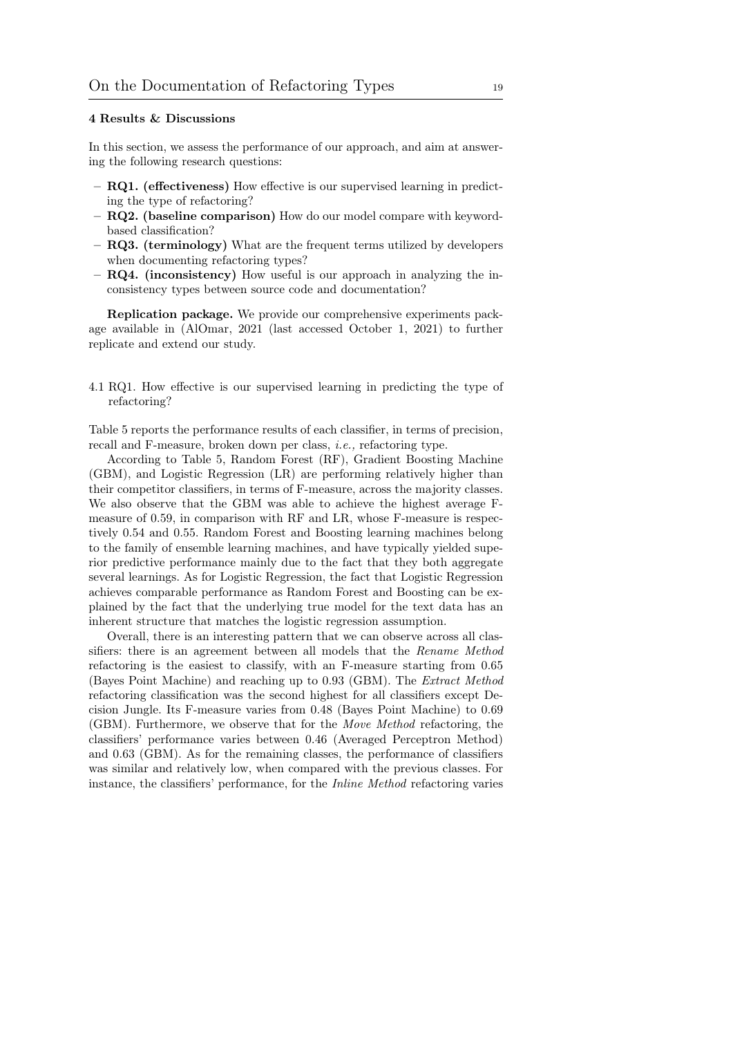## 4 Results & Discussions

In this section, we assess the performance of our approach, and aim at answering the following research questions:

- **RQ1. (effectiveness)** How effective is our supervised learning in predicting the type of refactoring?
- **RQ2. (baseline comparison)** How do our model compare with keyword-based classification?
- **RQ3. (terminology)** What are the frequent terms utilized by developers when documenting refactoring types?
- **RQ4. (inconsistency)** How useful is our approach in analyzing the inconsistency types between source code and documentation?

**Replication package.** We provide our comprehensive experiments package available in (AlOmar, 2021 (last accessed October 1, 2021) to further replicate and extend our study.

### 4.1 RQ1. How effective is our supervised learning in predicting the type of refactoring?

Table 5 reports the performance results of each classifier, in terms of precision, recall and F-measure, broken down per class, *i.e.,* refactoring type.

According to Table 5, Random Forest (RF), Gradient Boosting Machine (GBM), and Logistic Regression (LR) are performing relatively higher than their competitor classifiers, in terms of F-measure, across the majority classes. We also observe that the GBM was able to achieve the highest average F-measure of 0.59, in comparison with RF and LR, whose F-measure is respectively 0.54 and 0.55. Random Forest and Boosting learning machines belong to the family of ensemble learning machines, and have typically yielded superior predictive performance mainly due to the fact that they both aggregate several learnings. As for Logistic Regression, the fact that Logistic Regression achieves comparable performance as Random Forest and Boosting can be explained by the fact that the underlying true model for the text data has an inherent structure that matches the logistic regression assumption.

Overall, there is an interesting pattern that we can observe across all classifiers: there is an agreement between all models that the *Rename Method* refactoring is the easiest to classify, with an F-measure starting from 0.65 (Bayes Point Machine) and reaching up to 0.93 (GBM). The *Extract Method* refactoring classification was the second highest for all classifiers except Decision Jungle. Its F-measure varies from 0.48 (Bayes Point Machine) to 0.69 (GBM). Furthermore, we observe that for the *Move Method* refactoring, the classifiers' performance varies between 0.46 (Averaged Perceptron Method) and 0.63 (GBM). As for the remaining classes, the performance of classifiers was similar and relatively low, when compared with the previous classes. For instance, the classifiers' performance, for the *Inline Method* refactoring varies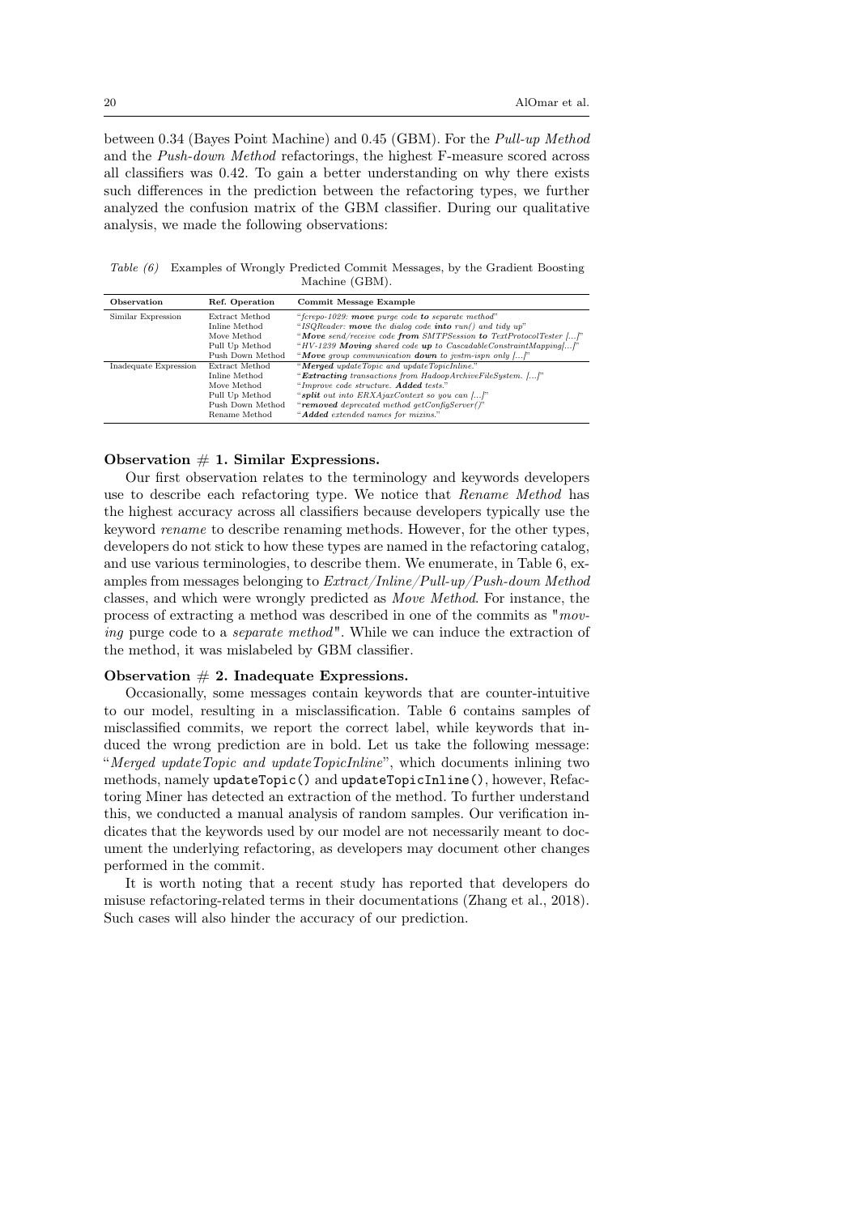between 0.34 (Bayes Point Machine) and 0.45 (GBM). For the *Pull-up Method* and the *Push-down Method* refactorings, the highest F-measure scored across all classifiers was 0.42. To gain a better understanding on why there exists such differences in the prediction between the refactoring types, we further analyzed the confusion matrix of the GBM classifier. During our qualitative analysis, we made the following observations:

*Table (6)* Examples of Wrongly Predicted Commit Messages, by the Gradient Boosting Machine (GBM).

| Observation | Ref. Operation | Commit Message Example |
|---|---|---|
| Similar Expression | Extract Method | "*fcrepo-1029: **move** purge code **to** separate method*" |
| | Inline Method | "*ISQReader: **move** the dialog code **into** run() and tidy up*" |
| | Move Method | "***Move** send/receive code **from** SMTPSession **to** TextProtocolTester [...]*" |
| | Pull Up Method | "*HV-1239 **Moving** shared code **up** to CascadableConstraintMapping[...]*" |
| | Push Down Method | "***Move** group communication **down** to jestm-ispn only [...]*" |
| Inadequate Expression | Extract Method | "***Merged** updateTopic and updateTopicInline.*" |
| | Inline Method | "***Extracting** transactions from HadoopArchiveFileSystem. [...]*" |
| | Move Method | "*Improve code structure. **Added** tests.*" |
| | Pull Up Method | "***split** out into ERXAjaxContext so you can [...]*" |
| | Push Down Method | "***removed** deprecated method getConfigServer()*" |
| | Rename Method | "***Added** extended names for mixins.*" |

**Observation # 1. Similar Expressions.**

Our first observation relates to the terminology and keywords developers use to describe each refactoring type. We notice that *Rename Method* has the highest accuracy across all classifiers because developers typically use the keyword *rename* to describe renaming methods. However, for the other types, developers do not stick to how these types are named in the refactoring catalog, and use various terminologies, to describe them. We enumerate, in Table 6, examples from messages belonging to *Extract/Inline/Pull-up/Push-down Method* classes, and which were wrongly predicted as *Move Method*. For instance, the process of extracting a method was described in one of the commits as "*moving* purge code to a *separate method*". While we can induce the extraction of the method, it was mislabeled by GBM classifier.

**Observation # 2. Inadequate Expressions.**

Occasionally, some messages contain keywords that are counter-intuitive to our model, resulting in a misclassification. Table 6 contains samples of misclassified commits, we report the correct label, while keywords that induced the wrong prediction are in bold. Let us take the following message: "*Merged updateTopic and updateTopicInline*", which documents inlining two methods, namely `updateTopic()` and `updateTopicInline()`, however, Refactoring Miner has detected an extraction of the method. To further understand this, we conducted a manual analysis of random samples. Our verification indicates that the keywords used by our model are not necessarily meant to document the underlying refactoring, as developers may document other changes performed in the commit.

It is worth noting that a recent study has reported that developers do misuse refactoring-related terms in their documentations (Zhang et al., 2018). Such cases will also hinder the accuracy of our prediction.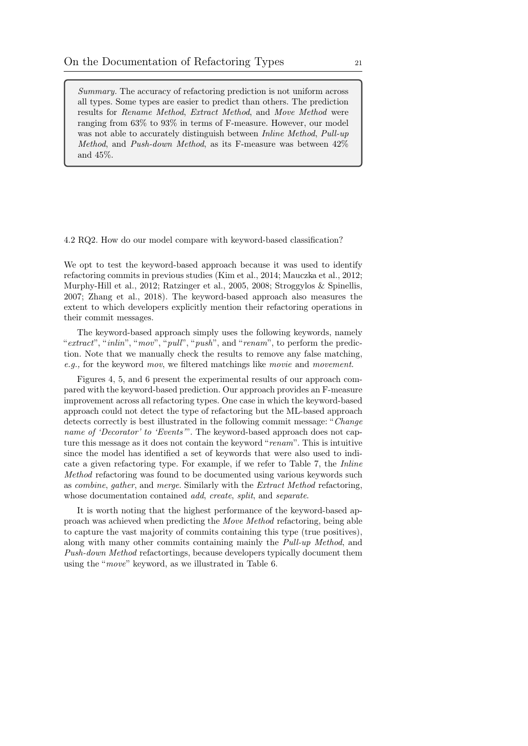> *Summary.* The accuracy of refactoring prediction is not uniform across all types. Some types are easier to predict than others. The prediction results for *Rename Method*, *Extract Method*, and *Move Method* were ranging from 63% to 93% in terms of F-measure. However, our model was not able to accurately distinguish between *Inline Method*, *Pull-up Method*, and *Push-down Method*, as its F-measure was between 42% and 45%.

### 4.2 RQ2. How do our model compare with keyword-based classification?

We opt to test the keyword-based approach because it was used to identify refactoring commits in previous studies (Kim et al., 2014; Mauczka et al., 2012; Murphy-Hill et al., 2012; Ratzinger et al., 2005, 2008; Stroggylos & Spinellis, 2007; Zhang et al., 2018). The keyword-based approach also measures the extent to which developers explicitly mention their refactoring operations in their commit messages.

The keyword-based approach simply uses the following keywords, namely "*extract*", "*inlin*", "*mov*", "*pull*", "*push*", and "*renam*", to perform the prediction. Note that we manually check the results to remove any false matching, *e.g.,* for the keyword *mov*, we filtered matchings like *movie* and *movement*.

Figures 4, 5, and 6 present the experimental results of our approach compared with the keyword-based prediction. Our approach provides an F-measure improvement across all refactoring types. One case in which the keyword-based approach could not detect the type of refactoring but the ML-based approach detects correctly is best illustrated in the following commit message: "*Change name of 'Decorator' to 'Events'*". The keyword-based approach does not capture this message as it does not contain the keyword "*renam*". This is intuitive since the model has identified a set of keywords that were also used to indicate a given refactoring type. For example, if we refer to Table 7, the *Inline Method* refactoring was found to be documented using various keywords such as *combine*, *gather*, and *merge*. Similarly with the *Extract Method* refactoring, whose documentation contained *add*, *create*, *split*, and *separate*.

It is worth noting that the highest performance of the keyword-based approach was achieved when predicting the *Move Method* refactoring, being able to capture the vast majority of commits containing this type (true positives), along with many other commits containing mainly the *Pull-up Method*, and *Push-down Method* refactortings, because developers typically document them using the "*move*" keyword, as we illustrated in Table 6.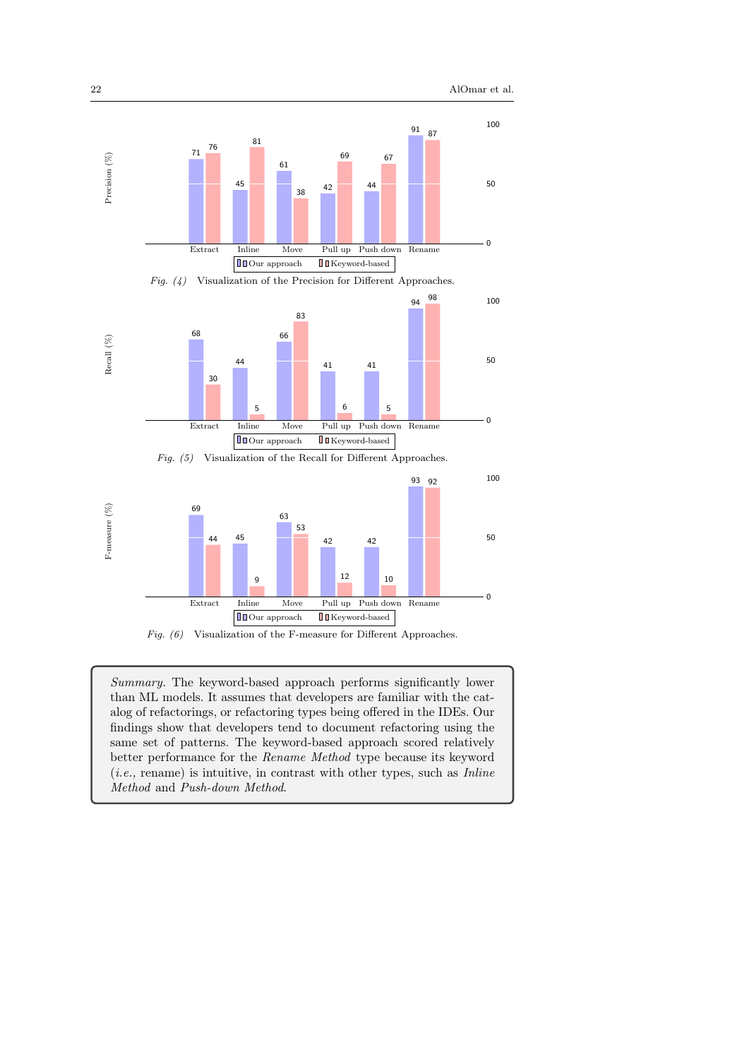| | Extract | Inline | Move | Pull up | Push down | Rename |
|---|---|---|---|---|---|---|
| Our approach | 71 | 45 | 61 | 42 | 44 | 91 |
| Keyword-based | 76 | 81 | 38 | 69 | 67 | 87 |

*Fig. (4)* Visualization of the Precision for Different Approaches.

| | Extract | Inline | Move | Pull up | Push down | Rename |
|---|---|---|---|---|---|---|
| Our approach | 68 | 44 | 66 | 41 | 41 | 94 |
| Keyword-based | 30 | 5 | 83 | 6 | 5 | 98 |

*Fig. (5)* Visualization of the Recall for Different Approaches.

| | Extract | Inline | Move | Pull up | Push down | Rename |
|---|---|---|---|---|---|---|
| Our approach | 69 | 45 | 63 | 42 | 42 | 93 |
| Keyword-based | 44 | 9 | 53 | 12 | 10 | 92 |

*Fig. (6)* Visualization of the F-measure for Different Approaches.

*Summary.* The keyword-based approach performs significantly lower than ML models. It assumes that developers are familiar with the catalog of refactorings, or refactoring types being offered in the IDEs. Our findings show that developers tend to document refactoring using the same set of patterns. The keyword-based approach scored relatively better performance for the *Rename Method* type because its keyword (*i.e.,* rename) is intuitive, in contrast with other types, such as *Inline Method* and *Push-down Method*.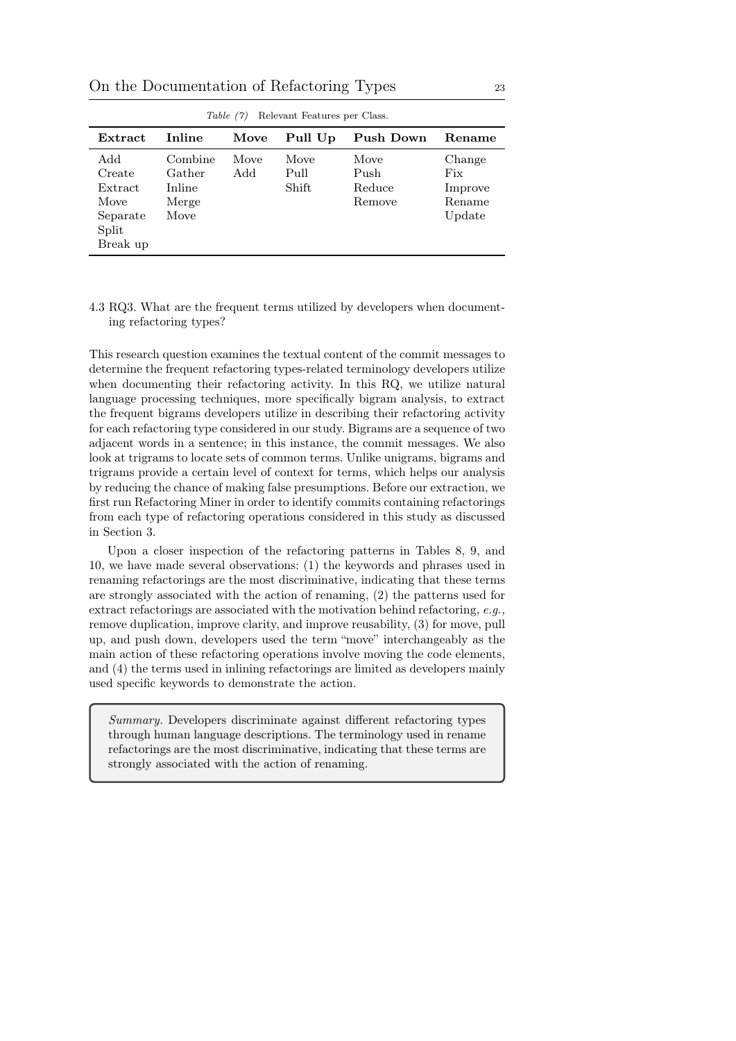*Table (7)* Relevant Features per Class.

| Extract | Inline | Move | Pull Up | Push Down | Rename |
|---|---|---|---|---|---|
| Add | Combine | Move | Move | Move | Change |
| Create | Gather | Add | Pull | Push | Fix |
| Extract | Inline | | Shift | Reduce | Improve |
| Move | Merge | | | Remove | Rename |
| Separate | Move | | | | Update |
| Split | | | | | |
| Break up | | | | | |

### 4.3 RQ3. What are the frequent terms utilized by developers when documenting refactoring types?

This research question examines the textual content of the commit messages to determine the frequent refactoring types-related terminology developers utilize when documenting their refactoring activity. In this RQ, we utilize natural language processing techniques, more specifically bigram analysis, to extract the frequent bigrams developers utilize in describing their refactoring activity for each refactoring type considered in our study. Bigrams are a sequence of two adjacent words in a sentence; in this instance, the commit messages. We also look at trigrams to locate sets of common terms. Unlike unigrams, bigrams and trigrams provide a certain level of context for terms, which helps our analysis by reducing the chance of making false presumptions. Before our extraction, we first run Refactoring Miner in order to identify commits containing refactorings from each type of refactoring operations considered in this study as discussed in Section 3.

Upon a closer inspection of the refactoring patterns in Tables 8, 9, and 10, we have made several observations: (1) the keywords and phrases used in renaming refactorings are the most discriminative, indicating that these terms are strongly associated with the action of renaming, (2) the patterns used for extract refactorings are associated with the motivation behind refactoring, *e.g.,* remove duplication, improve clarity, and improve reusability, (3) for move, pull up, and push down, developers used the term "move" interchangeably as the main action of these refactoring operations involve moving the code elements, and (4) the terms used in inlining refactorings are limited as developers mainly used specific keywords to demonstrate the action.

> *Summary.* Developers discriminate against different refactoring types through human language descriptions. The terminology used in rename refactorings are the most discriminative, indicating that these terms are strongly associated with the action of renaming.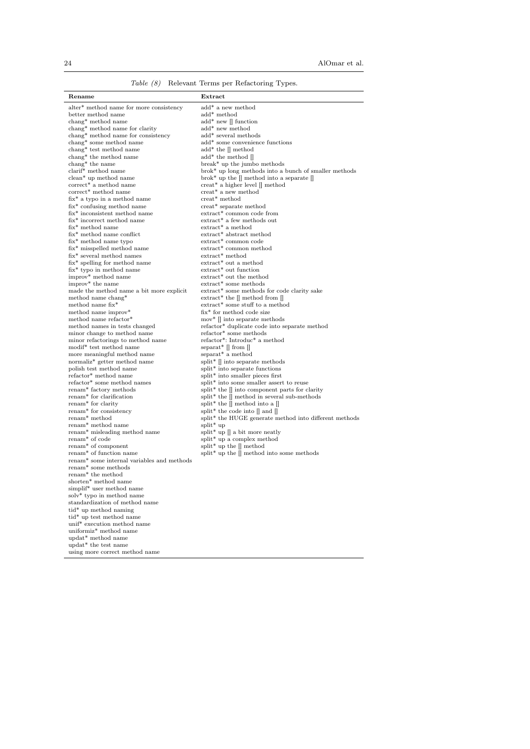*Table (8)* Relevant Terms per Refactoring Types.

| Rename | Extract |
|---|---|
| alter* method name for more consistency | add* a new method |
| better method name | add* method |
| chang* method name | add* new [] function |
| chang* method name for clarity | add* new method |
| chang* method name for consistency | add* several methods |
| chang* some method name | add* some convenience functions |
| chang* test method name | add* the [] method |
| chang* the method name | add* the method [] |
| chang* the name | break* up the jumbo methods |
| clarif* method name | brok* up long methods into a bunch of smaller methods |
| clean* up method name | brok* up the [] method into a separate [] |
| correct* a method name | creat* a higher level [] method |
| correct* method name | creat* a new method |
| fix* a typo in a method name | creat* method |
| fix* confusing method name | creat* separate method |
| fix* inconsistent method name | extract* common code from |
| fix* incorrect method name | extract* a few methods out |
| fix* method name | extract* a method |
| fix* method name conflict | extract* abstract method |
| fix* method name typo | extract* common code |
| fix* misspelled method name | extract* common method |
| fix* several method names | extract* method |
| fix* spelling for method name | extract* out a method |
| fix* typo in method name | extract* out function |
| improv* method name | extract* out the method |
| improv* the name | extract* some methods |
| made the method name a bit more explicit | extract* some methods for code clarity sake |
| method name chang* | extract* the [] method from [] |
| method name fix* | extract* some stuff to a method |
| method name improv* | fix* for method code size |
| method name refactor* | mov* [] into separate methods |
| method names in tests changed | refactor* duplicate code into separate method |
| minor change to method name | refactor* some methods |
| minor refactorings to method name | refactor*: Introduc* a method |
| modif* test method name | separat* [] from [] |
| more meaningful method name | separat* a method |
| normaliz* getter method name | split* [] into separate methods |
| polish test method name | split* into separate functions |
| refactor* method name | split* into smaller pieces first |
| refactor* some method names | split* into some smaller assert to reuse |
| renam* factory methods | split* the [] into component parts for clarity |
| renam* for clarification | split* the [] method in several sub-methods |
| renam* for clarity | split* the [] method into a [] |
| renam* for consistency | split* the code into [] and [] |
| renam* method | split* the HUGE generate method into different methods |
| renam* method name | split* up |
| renam* misleading method name | split* up [] a bit more neatly |
| renam* of code | split* up a complex method |
| renam* of component | split* up the [] method |
| renam* of function name | split* up the [] method into some methods |
| renam* some internal variables and methods | |
| renam* some methods | |
| renam* the method | |
| shorten* method name | |
| simplif* user method name | |
| solv* typo in method name | |
| standardization of method name | |
| tid* up method naming | |
| tid* up test method name | |
| unif* execution method name | |
| uniformiz* method name | |
| updat* method name | |
| updat* the test name | |
| using more correct method name | |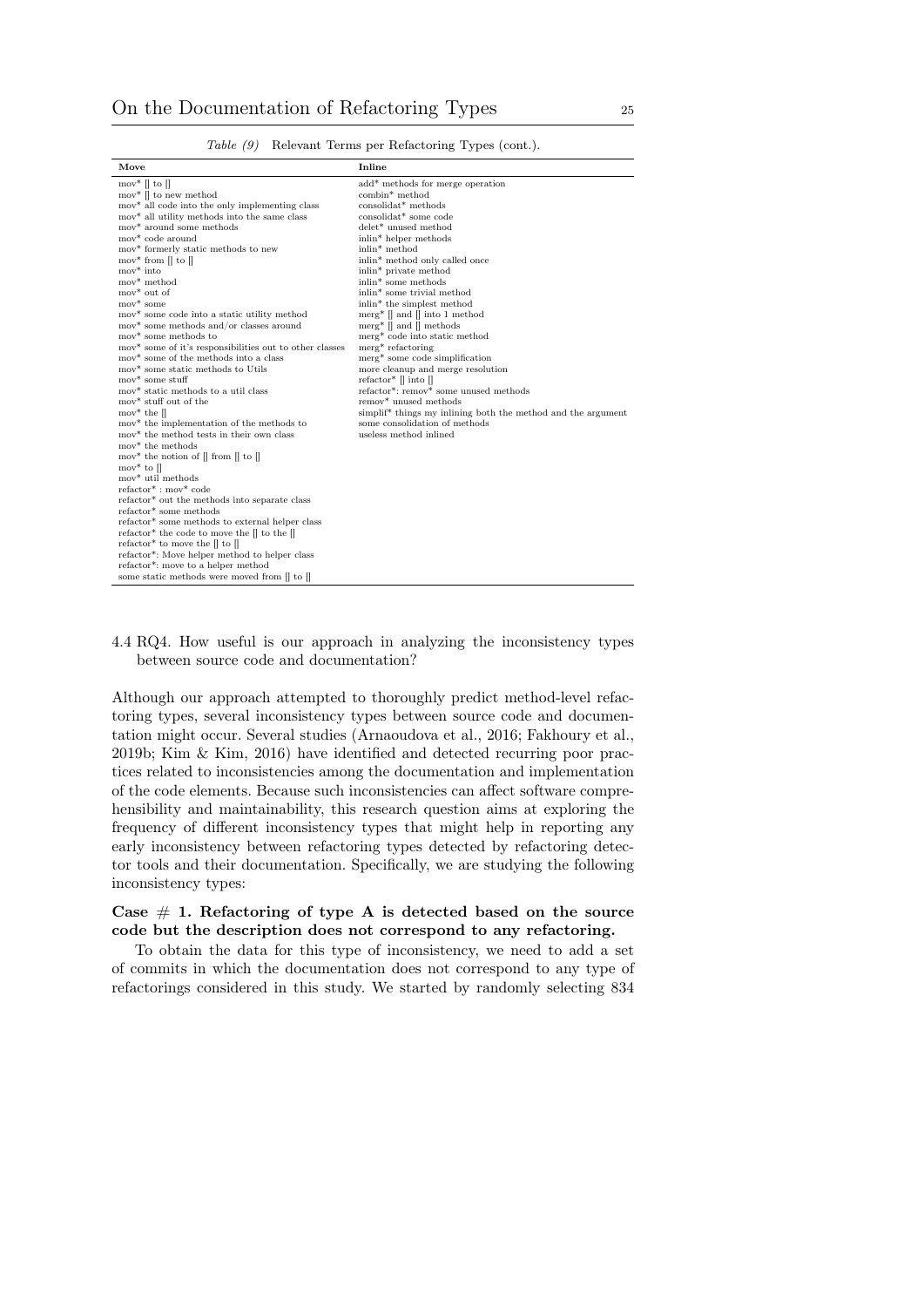*Table (9)* Relevant Terms per Refactoring Types (cont.).

| Move | Inline |
|---|---|
| mov* [] to [] | add* methods for merge operation |
| mov* [] to new method | combin* method |
| mov* all code into the only implementing class | consolidat* methods |
| mov* all utility methods into the same class | consolidat* some code |
| mov* around some methods | delet* unused method |
| mov* code around | inlin* helper methods |
| mov* formerly static methods to new | inlin* method |
| mov* from [] to [] | inlin* method only called once |
| mov* into | inlin* private method |
| mov* method | inlin* some methods |
| mov* out of | inlin* some trivial method |
| mov* some | inlin* the simplest method |
| mov* some code into a static utility method | merg* [] and [] into 1 method |
| mov* some methods and/or classes around | merg* [] and [] methods |
| mov* some methods to | merg* code into static method |
| mov* some of it's responsibilities out to other classes | merg* refactoring |
| mov* some of the methods into a class | merg* some code simplification |
| mov* some static methods to Utils | more cleanup and merge resolution |
| mov* some stuff | refactor* [] into [] |
| mov* static methods to a util class | refactor*: remov* some unused methods |
| mov* stuff out of the | remov* unused methods |
| mov* the [] | simplif* things my inlining both the method and the argument |
| mov* the implementation of the methods to | some consolidation of methods |
| mov* the method tests in their own class | useless method inlined |
| mov* the methods | |
| mov* the notion of [] from [] to [] | |
| mov* to [] | |
| mov* util methods | |
| refactor* : mov* code | |
| refactor* out the methods into separate class | |
| refactor* some methods | |
| refactor* some methods to external helper class | |
| refactor* the code to move the [] to the [] | |
| refactor* to move the [] to [] | |
| refactor*: Move helper method to helper class | |
| refactor*: move to a helper method | |
| some static methods were moved from [] to [] | |

### 4.4 RQ4. How useful is our approach in analyzing the inconsistency types between source code and documentation?

Although our approach attempted to thoroughly predict method-level refactoring types, several inconsistency types between source code and documentation might occur. Several studies (Arnaoudova et al., 2016; Fakhoury et al., 2019b; Kim & Kim, 2016) have identified and detected recurring poor practices related to inconsistencies among the documentation and implementation of the code elements. Because such inconsistencies can affect software comprehensibility and maintainability, this research question aims at exploring the frequency of different inconsistency types that might help in reporting any early inconsistency between refactoring types detected by refactoring detector tools and their documentation. Specifically, we are studying the following inconsistency types:

**Case # 1. Refactoring of type A is detected based on the source code but the description does not correspond to any refactoring.**

To obtain the data for this type of inconsistency, we need to add a set of commits in which the documentation does not correspond to any type of refactorings considered in this study. We started by randomly selecting 834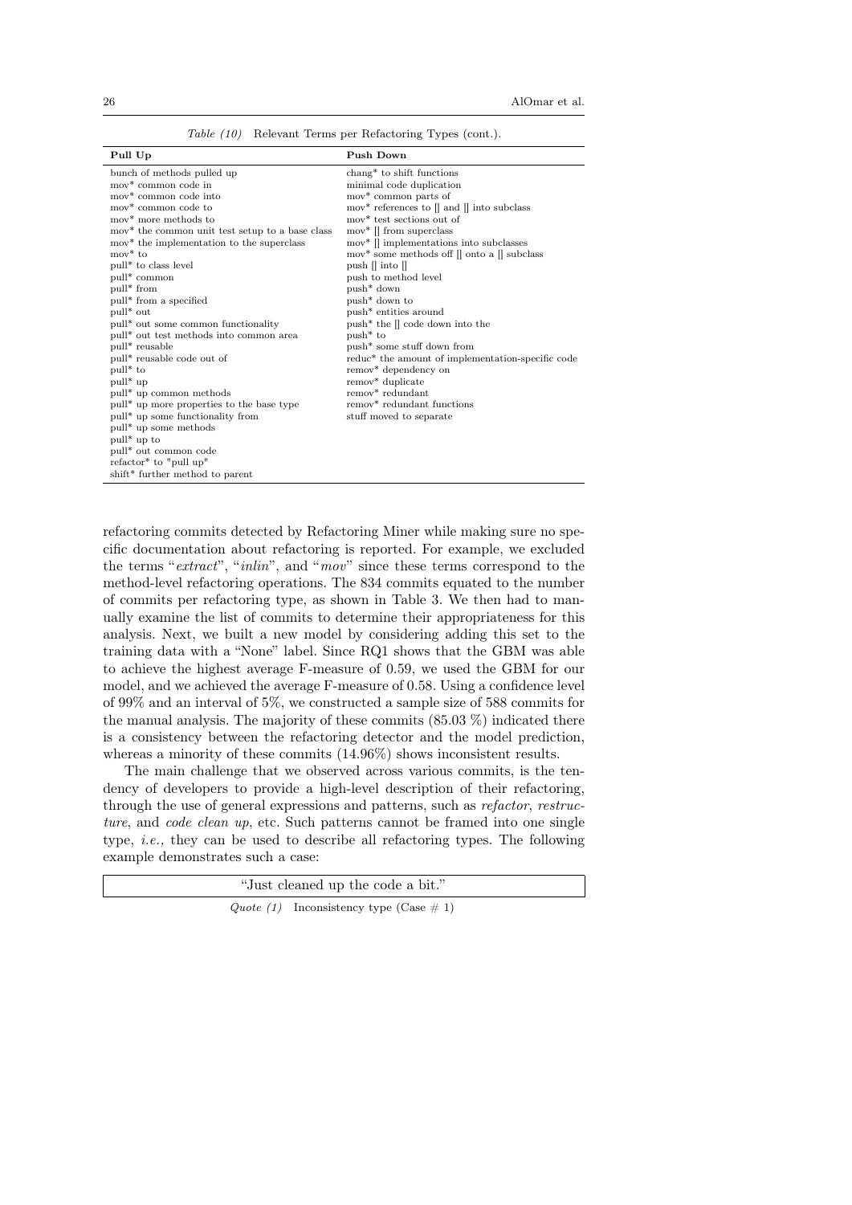*Table (10)* Relevant Terms per Refactoring Types (cont.).

| Pull Up | Push Down |
|---|---|
| bunch of methods pulled up | chang* to shift functions |
| mov* common code in | minimal code duplication |
| mov* common code into | mov* common parts of |
| mov* common code to | mov* references to [] and [] into subclass |
| mov* more methods to | mov* test sections out of |
| mov* the common unit test setup to a base class | mov* [] from superclass |
| mov* the implementation to the superclass | mov* [] implementations into subclasses |
| mov* to | mov* some methods off [] onto a [] subclass |
| pull* to class level | push [] into [] |
| pull* common | push to method level |
| pull* from | push* down |
| pull* from a specified | push* down to |
| pull* out | push* entities around |
| pull* out some common functionality | push* the [] code down into the |
| pull* out test methods into common area | push* to |
| pull* reusable | push* some stuff down from |
| pull* reusable code out of | reduc* the amount of implementation-specific code |
| pull* to | remov* dependency on |
| pull* up | remov* duplicate |
| pull* up common methods | remov* redundant |
| pull* up more properties to the base type | remov* redundant functions |
| pull* up some functionality from | stuff moved to separate |
| pull* up some methods | |
| pull* up to | |
| pull* out common code | |
| refactor* to "pull up" | |
| shift* further method to parent | |

refactoring commits detected by Refactoring Miner while making sure no specific documentation about refactoring is reported. For example, we excluded the terms "*extract*", "*inlin*", and "*mov*" since these terms correspond to the method-level refactoring operations. The 834 commits equated to the number of commits per refactoring type, as shown in Table 3. We then had to manually examine the list of commits to determine their appropriateness for this analysis. Next, we built a new model by considering adding this set to the training data with a "None" label. Since RQ1 shows that the GBM was able to achieve the highest average F-measure of 0.59, we used the GBM for our model, and we achieved the average F-measure of 0.58. Using a confidence level of 99% and an interval of 5%, we constructed a sample size of 588 commits for the manual analysis. The majority of these commits (85.03 %) indicated there is a consistency between the refactoring detector and the model prediction, whereas a minority of these commits (14.96%) shows inconsistent results.

The main challenge that we observed across various commits, is the tendency of developers to provide a high-level description of their refactoring, through the use of general expressions and patterns, such as *refactor*, *restructure*, and *code clean up*, etc. Such patterns cannot be framed into one single type, *i.e.,* they can be used to describe all refactoring types. The following example demonstrates such a case:

> "Just cleaned up the code a bit."

*Quote (1)* Inconsistency type (Case # 1)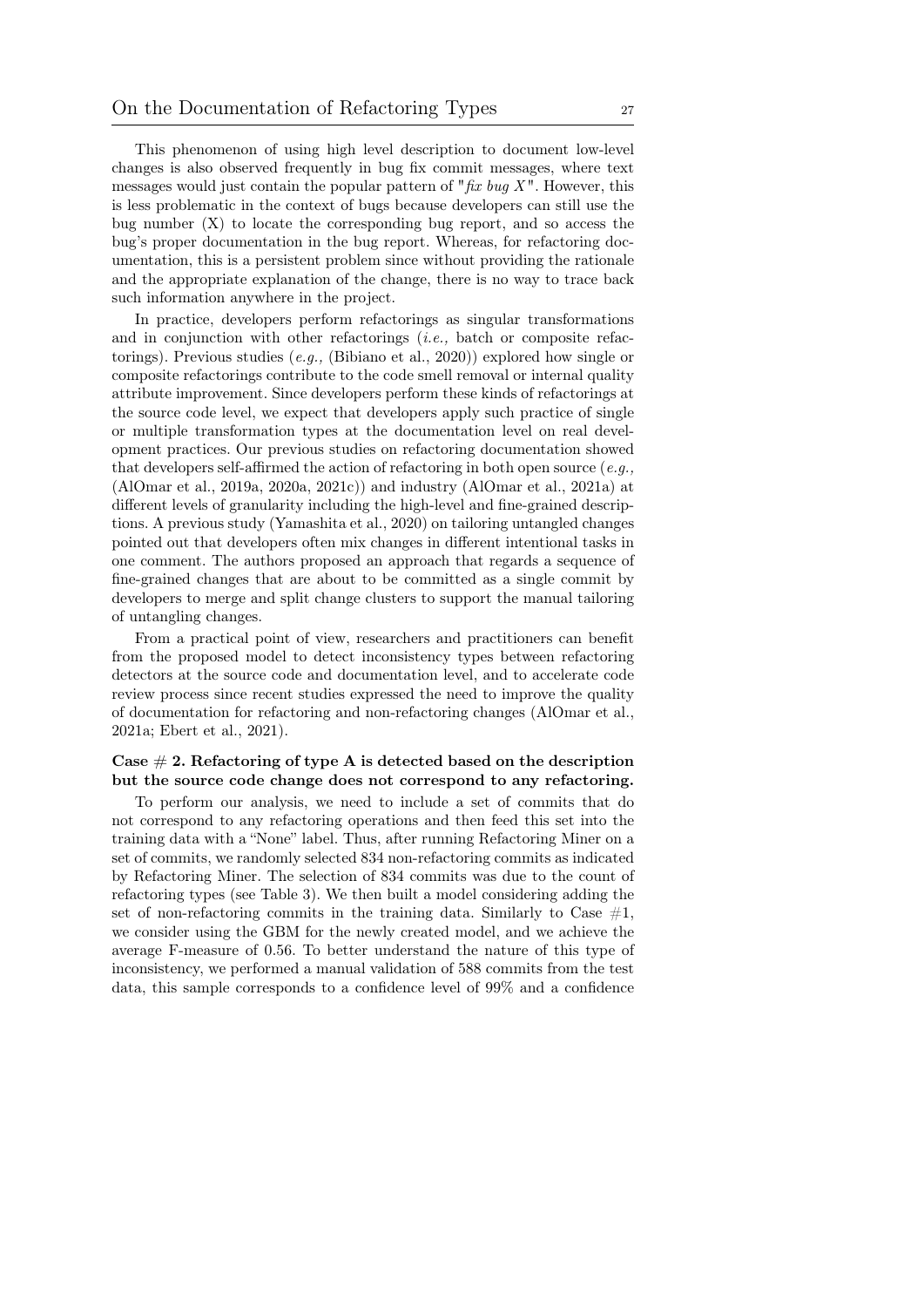This phenomenon of using high level description to document low-level changes is also observed frequently in bug fix commit messages, where text messages would just contain the popular pattern of "*fix bug X*". However, this is less problematic in the context of bugs because developers can still use the bug number (X) to locate the corresponding bug report, and so access the bug's proper documentation in the bug report. Whereas, for refactoring documentation, this is a persistent problem since without providing the rationale and the appropriate explanation of the change, there is no way to trace back such information anywhere in the project.

In practice, developers perform refactorings as singular transformations and in conjunction with other refactorings (*i.e.,* batch or composite refactorings). Previous studies (*e.g.,* (Bibiano et al., 2020)) explored how single or composite refactorings contribute to the code smell removal or internal quality attribute improvement. Since developers perform these kinds of refactorings at the source code level, we expect that developers apply such practice of single or multiple transformation types at the documentation level on real development practices. Our previous studies on refactoring documentation showed that developers self-affirmed the action of refactoring in both open source (*e.g.,* (AlOmar et al., 2019a, 2020a, 2021c)) and industry (AlOmar et al., 2021a) at different levels of granularity including the high-level and fine-grained descriptions. A previous study (Yamashita et al., 2020) on tailoring untangled changes pointed out that developers often mix changes in different intentional tasks in one comment. The authors proposed an approach that regards a sequence of fine-grained changes that are about to be committed as a single commit by developers to merge and split change clusters to support the manual tailoring of untangling changes.

From a practical point of view, researchers and practitioners can benefit from the proposed model to detect inconsistency types between refactoring detectors at the source code and documentation level, and to accelerate code review process since recent studies expressed the need to improve the quality of documentation for refactoring and non-refactoring changes (AlOmar et al., 2021a; Ebert et al., 2021).

**Case # 2. Refactoring of type A is detected based on the description but the source code change does not correspond to any refactoring.**

To perform our analysis, we need to include a set of commits that do not correspond to any refactoring operations and then feed this set into the training data with a "None" label. Thus, after running Refactoring Miner on a set of commits, we randomly selected 834 non-refactoring commits as indicated by Refactoring Miner. The selection of 834 commits was due to the count of refactoring types (see Table 3). We then built a model considering adding the set of non-refactoring commits in the training data. Similarly to Case #1, we consider using the GBM for the newly created model, and we achieve the average F-measure of 0.56. To better understand the nature of this type of inconsistency, we performed a manual validation of 588 commits from the test data, this sample corresponds to a confidence level of 99% and a confidence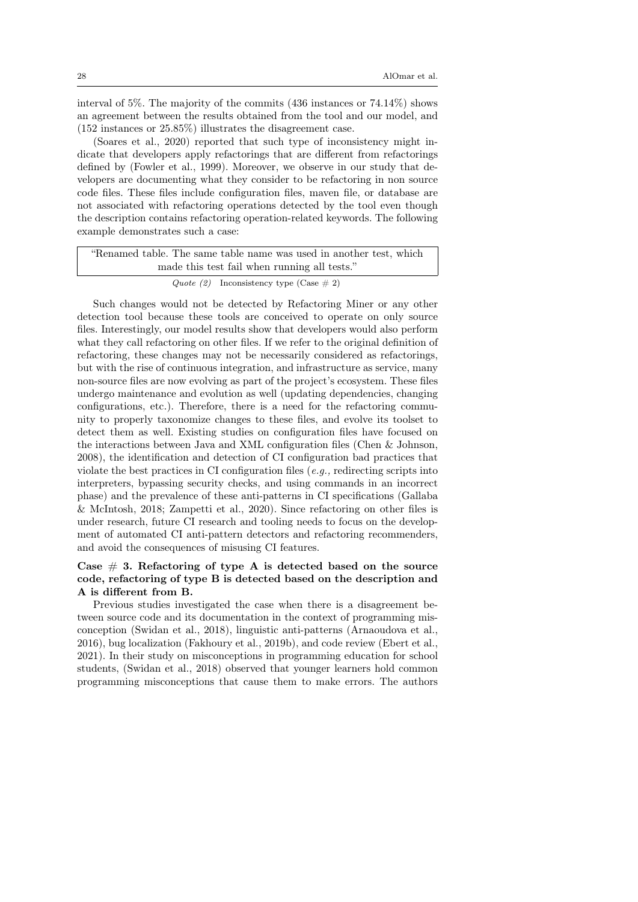interval of 5%. The majority of the commits (436 instances or 74.14%) shows an agreement between the results obtained from the tool and our model, and (152 instances or 25.85%) illustrates the disagreement case.

(Soares et al., 2020) reported that such type of inconsistency might indicate that developers apply refactorings that are different from refactorings defined by (Fowler et al., 1999). Moreover, we observe in our study that developers are documenting what they consider to be refactoring in non source code files. These files include configuration files, maven file, or database are not associated with refactoring operations detected by the tool even though the description contains refactoring operation-related keywords. The following example demonstrates such a case:

> "Renamed table. The same table name was used in another test, which made this test fail when running all tests."

*Quote (2)* Inconsistency type (Case # 2)

Such changes would not be detected by Refactoring Miner or any other detection tool because these tools are conceived to operate on only source files. Interestingly, our model results show that developers would also perform what they call refactoring on other files. If we refer to the original definition of refactoring, these changes may not be necessarily considered as refactorings, but with the rise of continuous integration, and infrastructure as service, many non-source files are now evolving as part of the project's ecosystem. These files undergo maintenance and evolution as well (updating dependencies, changing configurations, etc.). Therefore, there is a need for the refactoring community to properly taxonomize changes to these files, and evolve its toolset to detect them as well. Existing studies on configuration files have focused on the interactions between Java and XML configuration files (Chen & Johnson, 2008), the identification and detection of CI configuration bad practices that violate the best practices in CI configuration files (*e.g.,* redirecting scripts into interpreters, bypassing security checks, and using commands in an incorrect phase) and the prevalence of these anti-patterns in CI specifications (Gallaba & McIntosh, 2018; Zampetti et al., 2020). Since refactoring on other files is under research, future CI research and tooling needs to focus on the development of automated CI anti-pattern detectors and refactoring recommenders, and avoid the consequences of misusing CI features.

**Case # 3. Refactoring of type A is detected based on the source code, refactoring of type B is detected based on the description and A is different from B.**

Previous studies investigated the case when there is a disagreement between source code and its documentation in the context of programming misconception (Swidan et al., 2018), linguistic anti-patterns (Arnaoudova et al., 2016), bug localization (Fakhoury et al., 2019b), and code review (Ebert et al., 2021). In their study on misconceptions in programming education for school students, (Swidan et al., 2018) observed that younger learners hold common programming misconceptions that cause them to make errors. The authors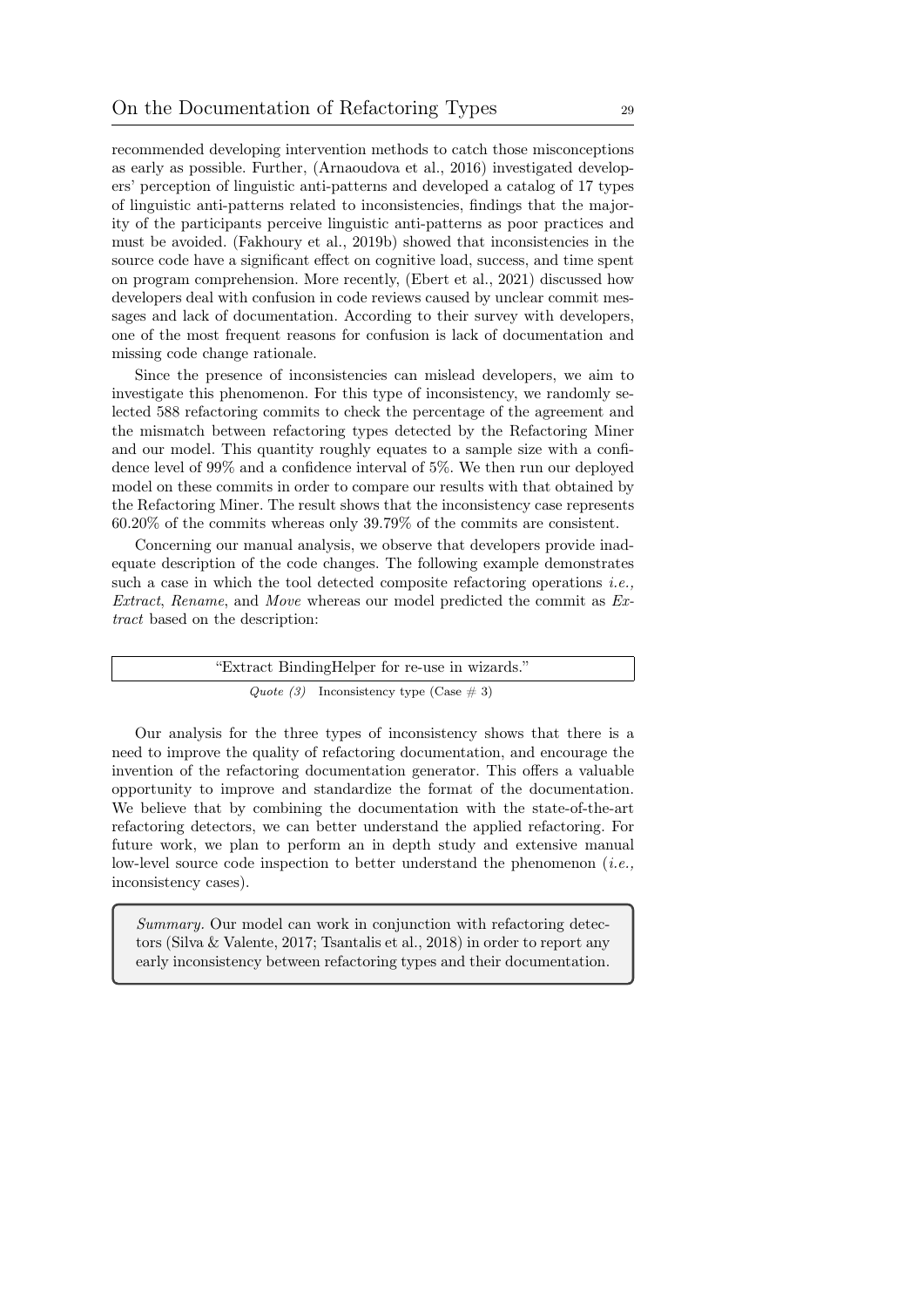recommended developing intervention methods to catch those misconceptions as early as possible. Further, (Arnaoudova et al., 2016) investigated developers' perception of linguistic anti-patterns and developed a catalog of 17 types of linguistic anti-patterns related to inconsistencies, findings that the majority of the participants perceive linguistic anti-patterns as poor practices and must be avoided. (Fakhoury et al., 2019b) showed that inconsistencies in the source code have a significant effect on cognitive load, success, and time spent on program comprehension. More recently, (Ebert et al., 2021) discussed how developers deal with confusion in code reviews caused by unclear commit messages and lack of documentation. According to their survey with developers, one of the most frequent reasons for confusion is lack of documentation and missing code change rationale.

Since the presence of inconsistencies can mislead developers, we aim to investigate this phenomenon. For this type of inconsistency, we randomly selected 588 refactoring commits to check the percentage of the agreement and the mismatch between refactoring types detected by the Refactoring Miner and our model. This quantity roughly equates to a sample size with a confidence level of 99% and a confidence interval of 5%. We then run our deployed model on these commits in order to compare our results with that obtained by the Refactoring Miner. The result shows that the inconsistency case represents 60.20% of the commits whereas only 39.79% of the commits are consistent.

Concerning our manual analysis, we observe that developers provide inadequate description of the code changes. The following example demonstrates such a case in which the tool detected composite refactoring operations *i.e., Extract*, *Rename*, and *Move* whereas our model predicted the commit as *Extract* based on the description:

> "Extract BindingHelper for re-use in wizards."

*Quote (3)* Inconsistency type (Case # 3)

Our analysis for the three types of inconsistency shows that there is a need to improve the quality of refactoring documentation, and encourage the invention of the refactoring documentation generator. This offers a valuable opportunity to improve and standardize the format of the documentation. We believe that by combining the documentation with the state-of-the-art refactoring detectors, we can better understand the applied refactoring. For future work, we plan to perform an in depth study and extensive manual low-level source code inspection to better understand the phenomenon (*i.e.,* inconsistency cases).

> *Summary.* Our model can work in conjunction with refactoring detectors (Silva & Valente, 2017; Tsantalis et al., 2018) in order to report any early inconsistency between refactoring types and their documentation.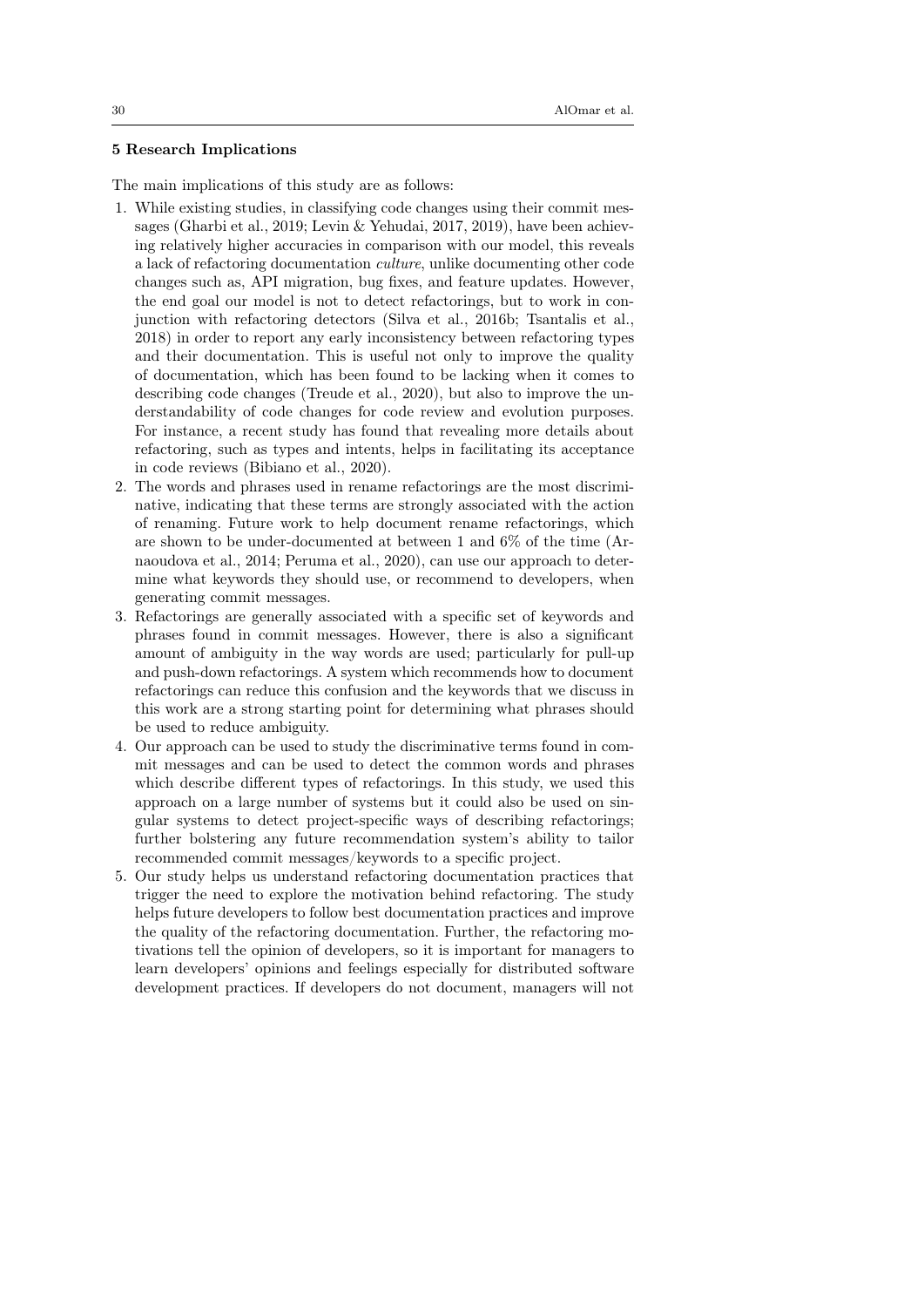### 5 Research Implications

The main implications of this study are as follows:

1. While existing studies, in classifying code changes using their commit messages (Gharbi et al., 2019; Levin & Yehudai, 2017, 2019), have been achieving relatively higher accuracies in comparison with our model, this reveals a lack of refactoring documentation *culture*, unlike documenting other code changes such as, API migration, bug fixes, and feature updates. However, the end goal our model is not to detect refactorings, but to work in conjunction with refactoring detectors (Silva et al., 2016b; Tsantalis et al., 2018) in order to report any early inconsistency between refactoring types and their documentation. This is useful not only to improve the quality of documentation, which has been found to be lacking when it comes to describing code changes (Treude et al., 2020), but also to improve the understandability of code changes for code review and evolution purposes. For instance, a recent study has found that revealing more details about refactoring, such as types and intents, helps in facilitating its acceptance in code reviews (Bibiano et al., 2020).
2. The words and phrases used in rename refactorings are the most discriminative, indicating that these terms are strongly associated with the action of renaming. Future work to help document rename refactorings, which are shown to be under-documented at between 1 and 6% of the time (Arnaoudova et al., 2014; Peruma et al., 2020), can use our approach to determine what keywords they should use, or recommend to developers, when generating commit messages.
3. Refactorings are generally associated with a specific set of keywords and phrases found in commit messages. However, there is also a significant amount of ambiguity in the way words are used; particularly for pull-up and push-down refactorings. A system which recommends how to document refactorings can reduce this confusion and the keywords that we discuss in this work are a strong starting point for determining what phrases should be used to reduce ambiguity.
4. Our approach can be used to study the discriminative terms found in commit messages and can be used to detect the common words and phrases which describe different types of refactorings. In this study, we used this approach on a large number of systems but it could also be used on singular systems to detect project-specific ways of describing refactorings; further bolstering any future recommendation system's ability to tailor recommended commit messages/keywords to a specific project.
5. Our study helps us understand refactoring documentation practices that trigger the need to explore the motivation behind refactoring. The study helps future developers to follow best documentation practices and improve the quality of the refactoring documentation. Further, the refactoring motivations tell the opinion of developers, so it is important for managers to learn developers' opinions and feelings especially for distributed software development practices. If developers do not document, managers will not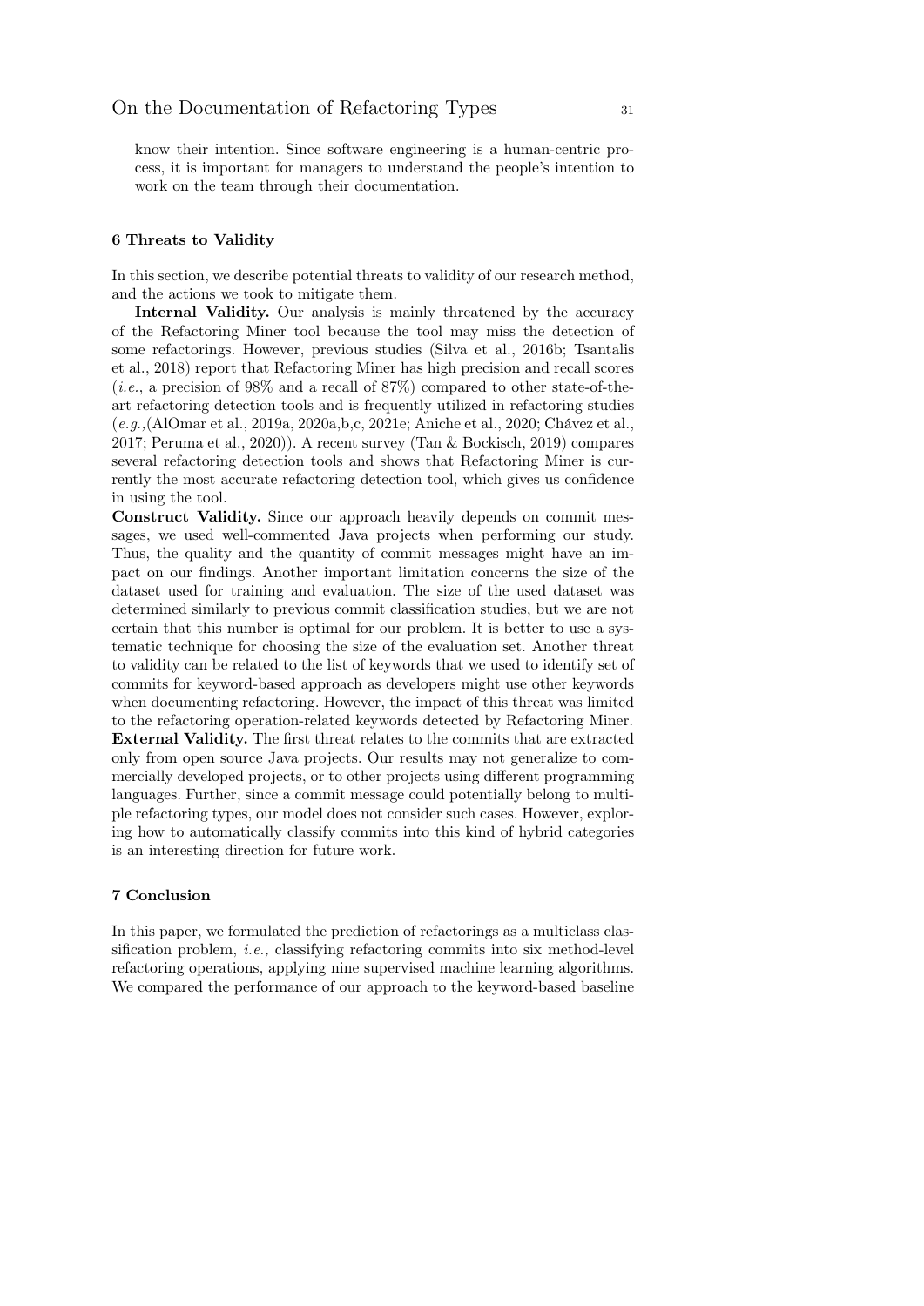know their intention. Since software engineering is a human-centric process, it is important for managers to understand the people's intention to work on the team through their documentation.

## 6 Threats to Validity

In this section, we describe potential threats to validity of our research method, and the actions we took to mitigate them.

**Internal Validity.** Our analysis is mainly threatened by the accuracy of the Refactoring Miner tool because the tool may miss the detection of some refactorings. However, previous studies (Silva et al., 2016b; Tsantalis et al., 2018) report that Refactoring Miner has high precision and recall scores (*i.e.*, a precision of 98% and a recall of 87%) compared to other state-of-the-art refactoring detection tools and is frequently utilized in refactoring studies (*e.g.,*(AlOmar et al., 2019a, 2020a,b,c, 2021e; Aniche et al., 2020; Chávez et al., 2017; Peruma et al., 2020)). A recent survey (Tan & Bockisch, 2019) compares several refactoring detection tools and shows that Refactoring Miner is currently the most accurate refactoring detection tool, which gives us confidence in using the tool.

**Construct Validity.** Since our approach heavily depends on commit messages, we used well-commented Java projects when performing our study. Thus, the quality and the quantity of commit messages might have an impact on our findings. Another important limitation concerns the size of the dataset used for training and evaluation. The size of the used dataset was determined similarly to previous commit classification studies, but we are not certain that this number is optimal for our problem. It is better to use a systematic technique for choosing the size of the evaluation set. Another threat to validity can be related to the list of keywords that we used to identify set of commits for keyword-based approach as developers might use other keywords when documenting refactoring. However, the impact of this threat was limited to the refactoring operation-related keywords detected by Refactoring Miner.

**External Validity.** The first threat relates to the commits that are extracted only from open source Java projects. Our results may not generalize to commercially developed projects, or to other projects using different programming languages. Further, since a commit message could potentially belong to multiple refactoring types, our model does not consider such cases. However, exploring how to automatically classify commits into this kind of hybrid categories is an interesting direction for future work.

## 7 Conclusion

In this paper, we formulated the prediction of refactorings as a multiclass classification problem, *i.e.,* classifying refactoring commits into six method-level refactoring operations, applying nine supervised machine learning algorithms. We compared the performance of our approach to the keyword-based baseline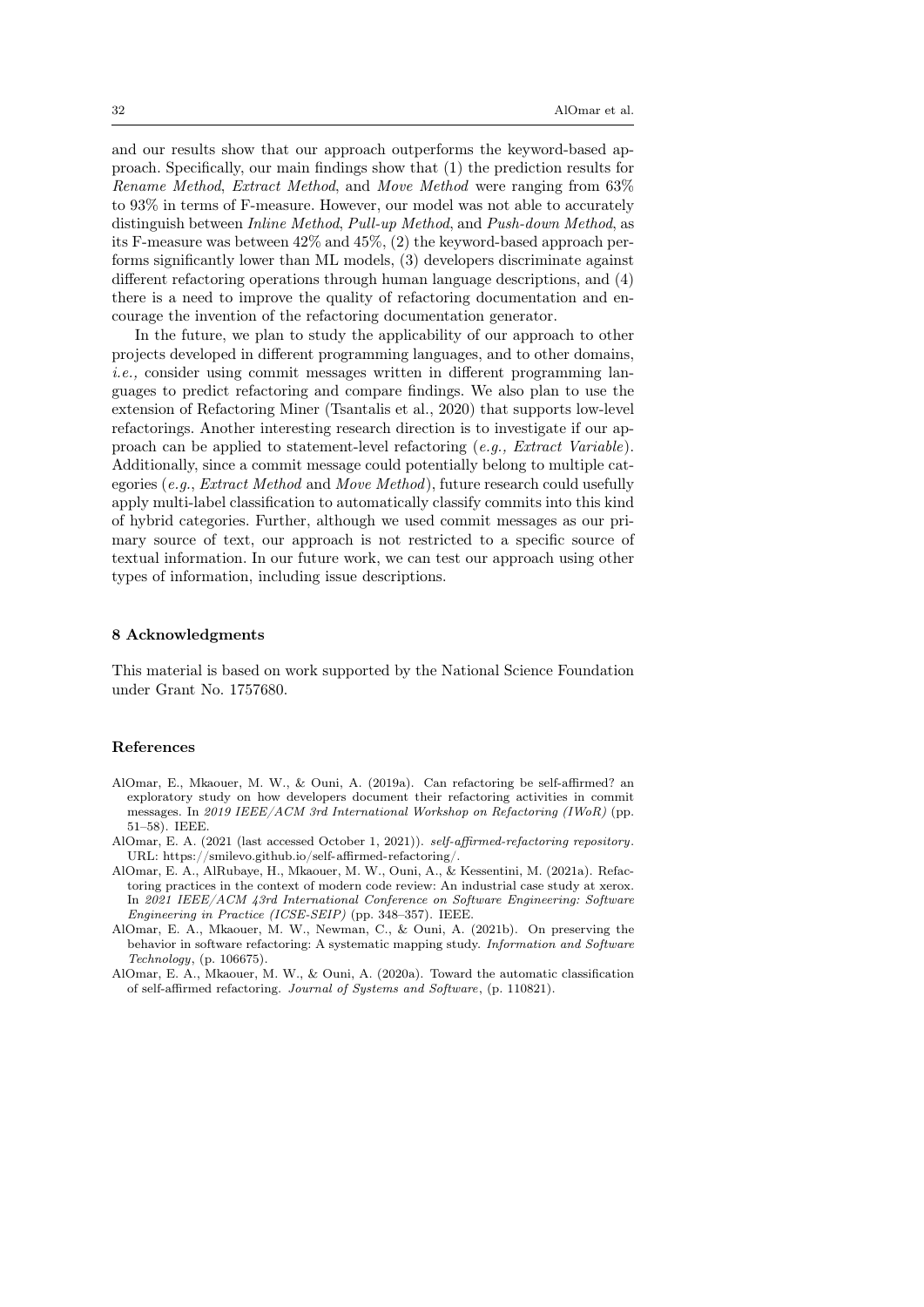and our results show that our approach outperforms the keyword-based approach. Specifically, our main findings show that (1) the prediction results for *Rename Method*, *Extract Method*, and *Move Method* were ranging from 63% to 93% in terms of F-measure. However, our model was not able to accurately distinguish between *Inline Method*, *Pull-up Method*, and *Push-down Method*, as its F-measure was between 42% and 45%, (2) the keyword-based approach performs significantly lower than ML models, (3) developers discriminate against different refactoring operations through human language descriptions, and (4) there is a need to improve the quality of refactoring documentation and encourage the invention of the refactoring documentation generator.

In the future, we plan to study the applicability of our approach to other projects developed in different programming languages, and to other domains, *i.e.,* consider using commit messages written in different programming languages to predict refactoring and compare findings. We also plan to use the extension of Refactoring Miner (Tsantalis et al., 2020) that supports low-level refactorings. Another interesting research direction is to investigate if our approach can be applied to statement-level refactoring (*e.g., Extract Variable*). Additionally, since a commit message could potentially belong to multiple categories (*e.g.*, *Extract Method* and *Move Method*), future research could usefully apply multi-label classification to automatically classify commits into this kind of hybrid categories. Further, although we used commit messages as our primary source of text, our approach is not restricted to a specific source of textual information. In our future work, we can test our approach using other types of information, including issue descriptions.

## 8 Acknowledgments

This material is based on work supported by the National Science Foundation under Grant No. 1757680.

## References

- AlOmar, E., Mkaouer, M. W., & Ouni, A. (2019a). Can refactoring be self-affirmed? an exploratory study on how developers document their refactoring activities in commit messages. In *2019 IEEE/ACM 3rd International Workshop on Refactoring (IWoR)* (pp. 51–58). IEEE.
- AlOmar, E. A. (2021 (last accessed October 1, 2021)). *self-affirmed-refactoring repository*. URL: https://smilevo.github.io/self-affirmed-refactoring/.
- AlOmar, E. A., AlRubaye, H., Mkaouer, M. W., Ouni, A., & Kessentini, M. (2021a). Refactoring practices in the context of modern code review: An industrial case study at xerox. In *2021 IEEE/ACM 43rd International Conference on Software Engineering: Software Engineering in Practice (ICSE-SEIP)* (pp. 348–357). IEEE.
- AlOmar, E. A., Mkaouer, M. W., Newman, C., & Ouni, A. (2021b). On preserving the behavior in software refactoring: A systematic mapping study. *Information and Software Technology*, (p. 106675).
- AlOmar, E. A., Mkaouer, M. W., & Ouni, A. (2020a). Toward the automatic classification of self-affirmed refactoring. *Journal of Systems and Software*, (p. 110821).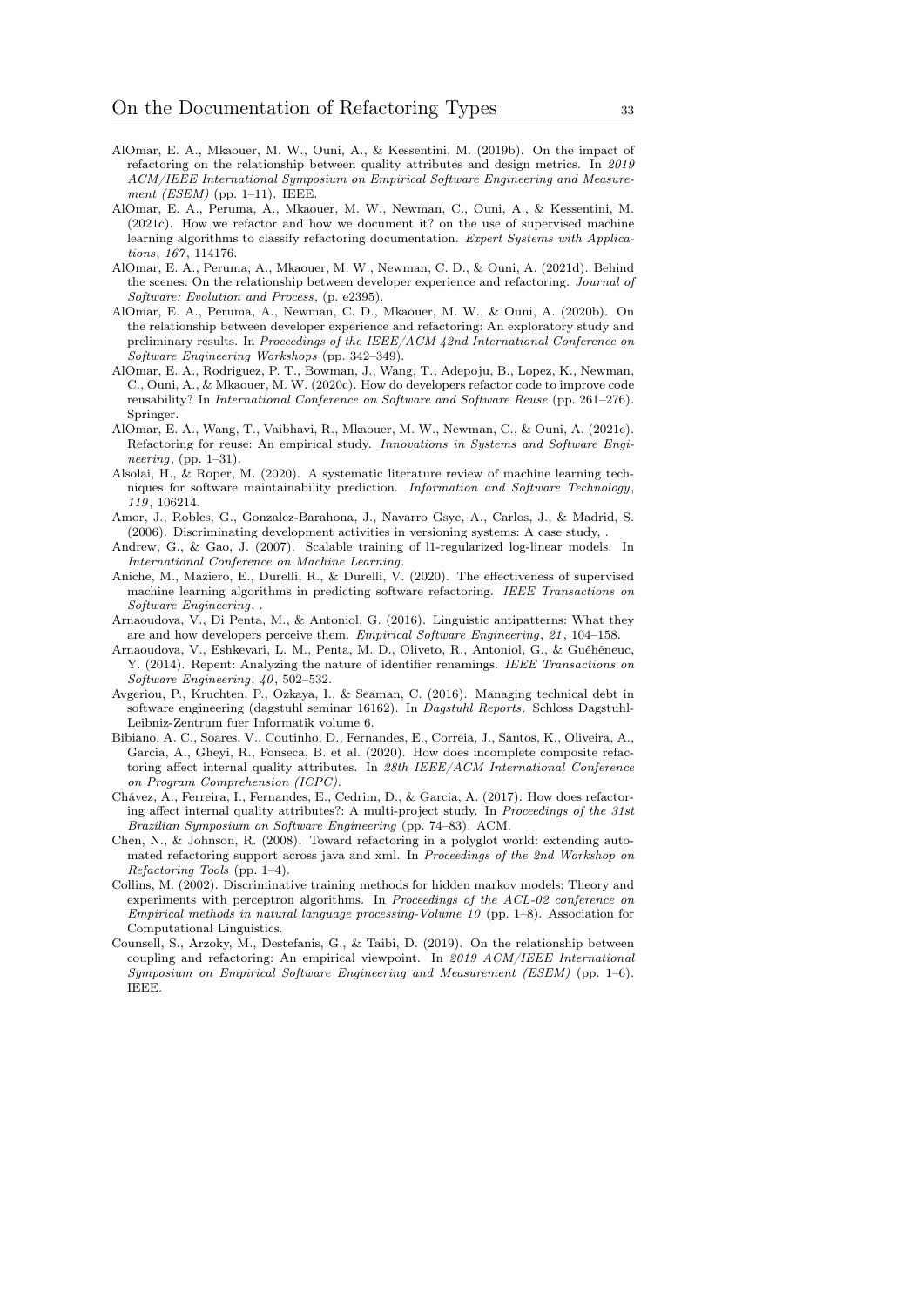AlOmar, E. A., Mkaouer, M. W., Ouni, A., & Kessentini, M. (2019b). On the impact of refactoring on the relationship between quality attributes and design metrics. In *2019 ACM/IEEE International Symposium on Empirical Software Engineering and Measurement (ESEM)* (pp. 1–11). IEEE.

AlOmar, E. A., Peruma, A., Mkaouer, M. W., Newman, C., Ouni, A., & Kessentini, M. (2021c). How we refactor and how we document it? on the use of supervised machine learning algorithms to classify refactoring documentation. *Expert Systems with Applications*, *167*, 114176.

AlOmar, E. A., Peruma, A., Mkaouer, M. W., Newman, C. D., & Ouni, A. (2021d). Behind the scenes: On the relationship between developer experience and refactoring. *Journal of Software: Evolution and Process*, (p. e2395).

AlOmar, E. A., Peruma, A., Newman, C. D., Mkaouer, M. W., & Ouni, A. (2020b). On the relationship between developer experience and refactoring: An exploratory study and preliminary results. In *Proceedings of the IEEE/ACM 42nd International Conference on Software Engineering Workshops* (pp. 342–349).

AlOmar, E. A., Rodriguez, P. T., Bowman, J., Wang, T., Adepoju, B., Lopez, K., Newman, C., Ouni, A., & Mkaouer, M. W. (2020c). How do developers refactor code to improve code reusability? In *International Conference on Software and Software Reuse* (pp. 261–276). Springer.

AlOmar, E. A., Wang, T., Vaibhavi, R., Mkaouer, M. W., Newman, C., & Ouni, A. (2021e). Refactoring for reuse: An empirical study. *Innovations in Systems and Software Engineering*, (pp. 1–31).

Alsolai, H., & Roper, M. (2020). A systematic literature review of machine learning techniques for software maintainability prediction. *Information and Software Technology*, *119*, 106214.

Amor, J., Robles, G., Gonzalez-Barahona, J., Navarro Gsyc, A., Carlos, J., & Madrid, S. (2006). Discriminating development activities in versioning systems: A case study, .

Andrew, G., & Gao, J. (2007). Scalable training of l1-regularized log-linear models. In *International Conference on Machine Learning*.

Aniche, M., Maziero, E., Durelli, R., & Durelli, V. (2020). The effectiveness of supervised machine learning algorithms in predicting software refactoring. *IEEE Transactions on Software Engineering*, .

Arnaoudova, V., Di Penta, M., & Antoniol, G. (2016). Linguistic antipatterns: What they are and how developers perceive them. *Empirical Software Engineering*, *21*, 104–158.

Arnaoudova, V., Eshkevari, L. M., Penta, M. D., Oliveto, R., Antoniol, G., & Guéhéneuc, Y. (2014). Repent: Analyzing the nature of identifier renamings. *IEEE Transactions on Software Engineering*, *40*, 502–532.

Avgeriou, P., Kruchten, P., Ozkaya, I., & Seaman, C. (2016). Managing technical debt in software engineering (dagstuhl seminar 16162). In *Dagstuhl Reports*. Schloss Dagstuhl-Leibniz-Zentrum fuer Informatik volume 6.

Bibiano, A. C., Soares, V., Coutinho, D., Fernandes, E., Correia, J., Santos, K., Oliveira, A., Garcia, A., Gheyi, R., Fonseca, B. et al. (2020). How does incomplete composite refactoring affect internal quality attributes. In *28th IEEE/ACM International Conference on Program Comprehension (ICPC)*.

Chávez, A., Ferreira, I., Fernandes, E., Cedrim, D., & Garcia, A. (2017). How does refactoring affect internal quality attributes?: A multi-project study. In *Proceedings of the 31st Brazilian Symposium on Software Engineering* (pp. 74–83). ACM.

Chen, N., & Johnson, R. (2008). Toward refactoring in a polyglot world: extending automated refactoring support across java and xml. In *Proceedings of the 2nd Workshop on Refactoring Tools* (pp. 1–4).

Collins, M. (2002). Discriminative training methods for hidden markov models: Theory and experiments with perceptron algorithms. In *Proceedings of the ACL-02 conference on Empirical methods in natural language processing-Volume 10* (pp. 1–8). Association for Computational Linguistics.

Counsell, S., Arzoky, M., Destefanis, G., & Taibi, D. (2019). On the relationship between coupling and refactoring: An empirical viewpoint. In *2019 ACM/IEEE International Symposium on Empirical Software Engineering and Measurement (ESEM)* (pp. 1–6). IEEE.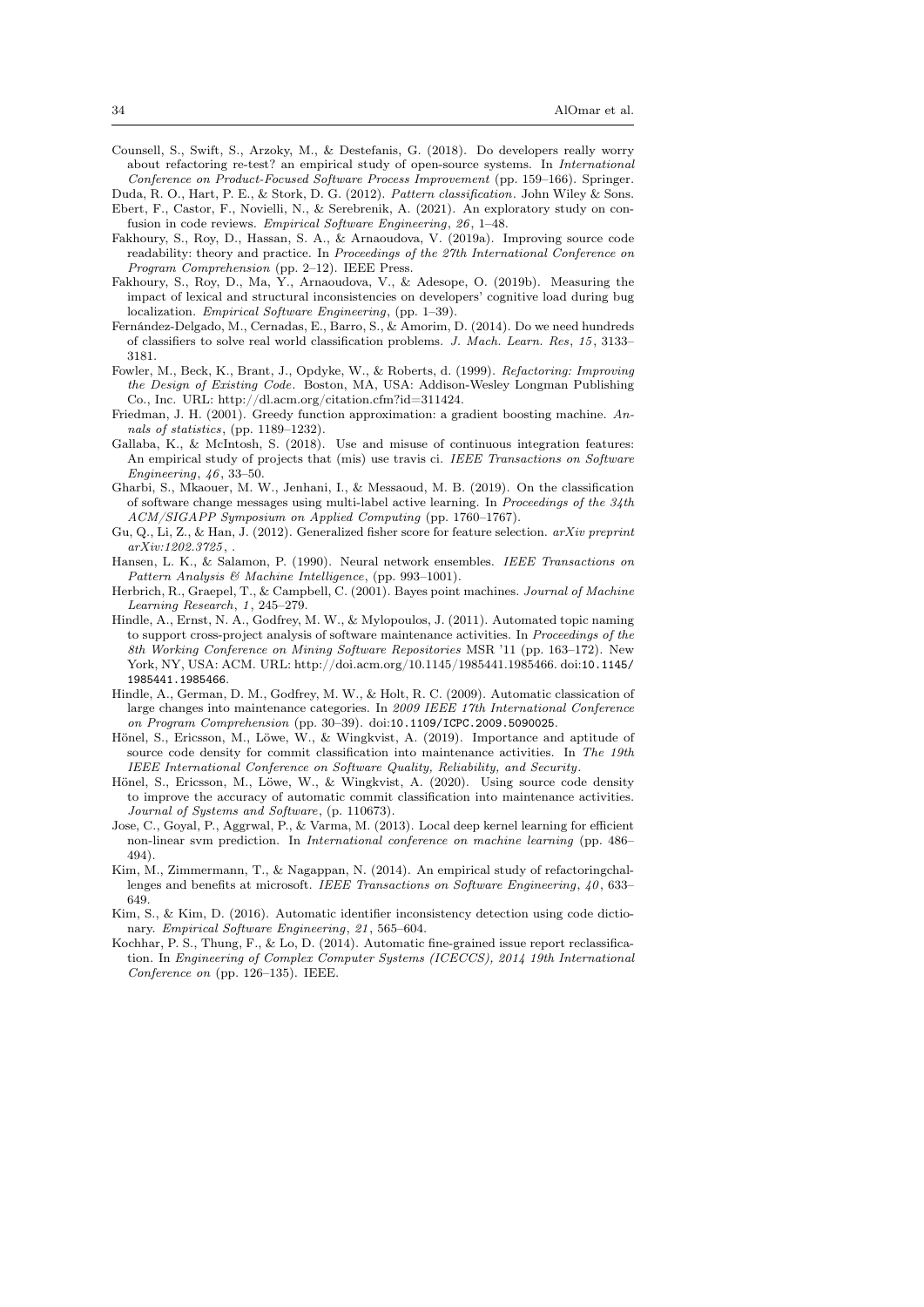Counsell, S., Swift, S., Arzoky, M., & Destefanis, G. (2018). Do developers really worry about refactoring re-test? an empirical study of open-source systems. In *International Conference on Product-Focused Software Process Improvement* (pp. 159–166). Springer.

Duda, R. O., Hart, P. E., & Stork, D. G. (2012). *Pattern classification*. John Wiley & Sons.

Ebert, F., Castor, F., Novielli, N., & Serebrenik, A. (2021). An exploratory study on confusion in code reviews. *Empirical Software Engineering*, *26*, 1–48.

Fakhoury, S., Roy, D., Hassan, S. A., & Arnaoudova, V. (2019a). Improving source code readability: theory and practice. In *Proceedings of the 27th International Conference on Program Comprehension* (pp. 2–12). IEEE Press.

Fakhoury, S., Roy, D., Ma, Y., Arnaoudova, V., & Adesope, O. (2019b). Measuring the impact of lexical and structural inconsistencies on developers' cognitive load during bug localization. *Empirical Software Engineering*, (pp. 1–39).

Fernández-Delgado, M., Cernadas, E., Barro, S., & Amorim, D. (2014). Do we need hundreds of classifiers to solve real world classification problems. *J. Mach. Learn. Res*, *15*, 3133–3181.

Fowler, M., Beck, K., Brant, J., Opdyke, W., & Roberts, d. (1999). *Refactoring: Improving the Design of Existing Code*. Boston, MA, USA: Addison-Wesley Longman Publishing Co., Inc. URL: http://dl.acm.org/citation.cfm?id=311424.

Friedman, J. H. (2001). Greedy function approximation: a gradient boosting machine. *Annals of statistics*, (pp. 1189–1232).

Gallaba, K., & McIntosh, S. (2018). Use and misuse of continuous integration features: An empirical study of projects that (mis) use travis ci. *IEEE Transactions on Software Engineering*, *46*, 33–50.

Gharbi, S., Mkaouer, M. W., Jenhani, I., & Messaoud, M. B. (2019). On the classification of software change messages using multi-label active learning. In *Proceedings of the 34th ACM/SIGAPP Symposium on Applied Computing* (pp. 1760–1767).

Gu, Q., Li, Z., & Han, J. (2012). Generalized fisher score for feature selection. *arXiv preprint arXiv:1202.3725*, .

Hansen, L. K., & Salamon, P. (1990). Neural network ensembles. *IEEE Transactions on Pattern Analysis & Machine Intelligence*, (pp. 993–1001).

Herbrich, R., Graepel, T., & Campbell, C. (2001). Bayes point machines. *Journal of Machine Learning Research*, *1*, 245–279.

Hindle, A., Ernst, N. A., Godfrey, M. W., & Mylopoulos, J. (2011). Automated topic naming to support cross-project analysis of software maintenance activities. In *Proceedings of the 8th Working Conference on Mining Software Repositories* MSR '11 (pp. 163–172). New York, NY, USA: ACM. URL: http://doi.acm.org/10.1145/1985441.1985466. doi:10.1145/1985441.1985466.

Hindle, A., German, D. M., Godfrey, M. W., & Holt, R. C. (2009). Automatic classication of large changes into maintenance categories. In *2009 IEEE 17th International Conference on Program Comprehension* (pp. 30–39). doi:10.1109/ICPC.2009.5090025.

Hönel, S., Ericsson, M., Löwe, W., & Wingkvist, A. (2019). Importance and aptitude of source code density for commit classification into maintenance activities. In *The 19th IEEE International Conference on Software Quality, Reliability, and Security*.

Hönel, S., Ericsson, M., Löwe, W., & Wingkvist, A. (2020). Using source code density to improve the accuracy of automatic commit classification into maintenance activities. *Journal of Systems and Software*, (p. 110673).

Jose, C., Goyal, P., Aggrwal, P., & Varma, M. (2013). Local deep kernel learning for efficient non-linear svm prediction. In *International conference on machine learning* (pp. 486–494).

Kim, M., Zimmermann, T., & Nagappan, N. (2014). An empirical study of refactoringchallenges and benefits at microsoft. *IEEE Transactions on Software Engineering*, *40*, 633–649.

Kim, S., & Kim, D. (2016). Automatic identifier inconsistency detection using code dictionary. *Empirical Software Engineering*, *21*, 565–604.

Kochhar, P. S., Thung, F., & Lo, D. (2014). Automatic fine-grained issue report reclassification. In *Engineering of Complex Computer Systems (ICECCS), 2014 19th International Conference on* (pp. 126–135). IEEE.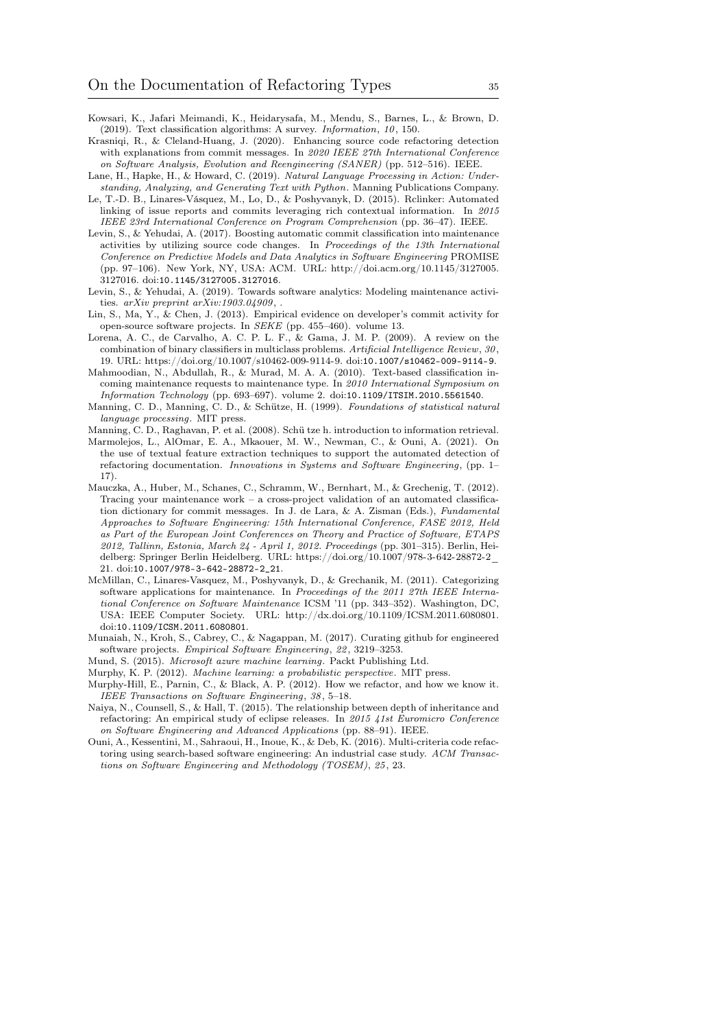Kowsari, K., Jafari Meimandi, K., Heidarysafa, M., Mendu, S., Barnes, L., & Brown, D. (2019). Text classification algorithms: A survey. *Information*, *10*, 150.

Krasniqi, R., & Cleland-Huang, J. (2020). Enhancing source code refactoring detection with explanations from commit messages. In *2020 IEEE 27th International Conference on Software Analysis, Evolution and Reengineering (SANER)* (pp. 512–516). IEEE.

Lane, H., Hapke, H., & Howard, C. (2019). *Natural Language Processing in Action: Understanding, Analyzing, and Generating Text with Python*. Manning Publications Company.

Le, T.-D. B., Linares-Vásquez, M., Lo, D., & Poshyvanyk, D. (2015). Rclinker: Automated linking of issue reports and commits leveraging rich contextual information. In *2015 IEEE 23rd International Conference on Program Comprehension* (pp. 36–47). IEEE.

Levin, S., & Yehudai, A. (2017). Boosting automatic commit classification into maintenance activities by utilizing source code changes. In *Proceedings of the 13th International Conference on Predictive Models and Data Analytics in Software Engineering* PROMISE (pp. 97–106). New York, NY, USA: ACM. URL: http://doi.acm.org/10.1145/3127005.3127016. doi:10.1145/3127005.3127016.

Levin, S., & Yehudai, A. (2019). Towards software analytics: Modeling maintenance activities. *arXiv preprint arXiv:1903.04909*, .

Lin, S., Ma, Y., & Chen, J. (2013). Empirical evidence on developer's commit activity for open-source software projects. In *SEKE* (pp. 455–460). volume 13.

Lorena, A. C., de Carvalho, A. C. P. L. F., & Gama, J. M. P. (2009). A review on the combination of binary classifiers in multiclass problems. *Artificial Intelligence Review*, *30*, 19. URL: https://doi.org/10.1007/s10462-009-9114-9. doi:10.1007/s10462-009-9114-9.

Mahmoodian, N., Abdullah, R., & Murad, M. A. A. (2010). Text-based classification incoming maintenance requests to maintenance type. In *2010 International Symposium on Information Technology* (pp. 693–697). volume 2. doi:10.1109/ITSIM.2010.5561540.

Manning, C. D., Manning, C. D., & Schütze, H. (1999). *Foundations of statistical natural language processing*. MIT press.

Manning, C. D., Raghavan, P. et al. (2008). Schü tze h. introduction to information retrieval.

Marmolejos, L., AlOmar, E. A., Mkaouer, M. W., Newman, C., & Ouni, A. (2021). On the use of textual feature extraction techniques to support the automated detection of refactoring documentation. *Innovations in Systems and Software Engineering*, (pp. 1–17).

Mauczka, A., Huber, M., Schanes, C., Schramm, W., Bernhart, M., & Grechenig, T. (2012). Tracing your maintenance work – a cross-project validation of an automated classification dictionary for commit messages. In J. de Lara, & A. Zisman (Eds.), *Fundamental Approaches to Software Engineering: 15th International Conference, FASE 2012, Held as Part of the European Joint Conferences on Theory and Practice of Software, ETAPS 2012, Tallinn, Estonia, March 24 - April 1, 2012. Proceedings* (pp. 301–315). Berlin, Heidelberg: Springer Berlin Heidelberg. URL: https://doi.org/10.1007/978-3-642-28872-2_21. doi:10.1007/978-3-642-28872-2_21.

McMillan, C., Linares-Vasquez, M., Poshyvanyk, D., & Grechanik, M. (2011). Categorizing software applications for maintenance. In *Proceedings of the 2011 27th IEEE International Conference on Software Maintenance* ICSM '11 (pp. 343–352). Washington, DC, USA: IEEE Computer Society. URL: http://dx.doi.org/10.1109/ICSM.2011.6080801. doi:10.1109/ICSM.2011.6080801.

Munaiah, N., Kroh, S., Cabrey, C., & Nagappan, M. (2017). Curating github for engineered software projects. *Empirical Software Engineering*, *22*, 3219–3253.

Mund, S. (2015). *Microsoft azure machine learning*. Packt Publishing Ltd.

Murphy, K. P. (2012). *Machine learning: a probabilistic perspective*. MIT press.

Murphy-Hill, E., Parnin, C., & Black, A. P. (2012). How we refactor, and how we know it. *IEEE Transactions on Software Engineering*, *38*, 5–18.

Naiya, N., Counsell, S., & Hall, T. (2015). The relationship between depth of inheritance and refactoring: An empirical study of eclipse releases. In *2015 41st Euromicro Conference on Software Engineering and Advanced Applications* (pp. 88–91). IEEE.

Ouni, A., Kessentini, M., Sahraoui, H., Inoue, K., & Deb, K. (2016). Multi-criteria code refactoring using search-based software engineering: An industrial case study. *ACM Transactions on Software Engineering and Methodology (TOSEM)*, *25*, 23.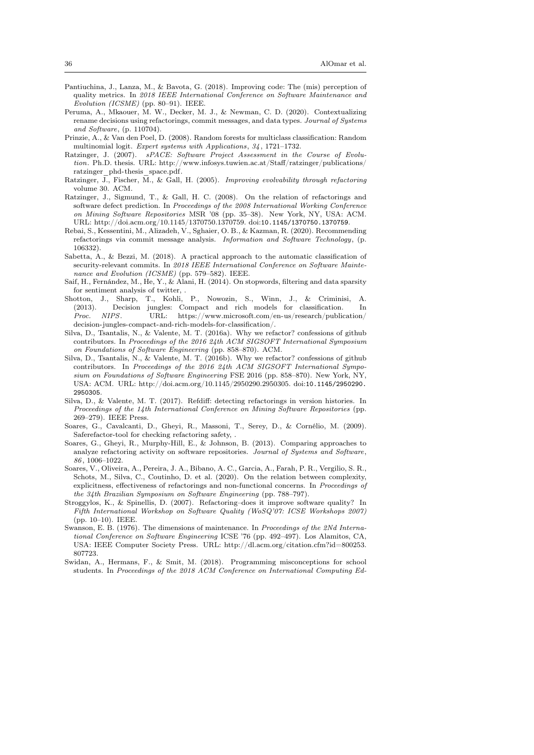Pantiuchina, J., Lanza, M., & Bavota, G. (2018). Improving code: The (mis) perception of quality metrics. In *2018 IEEE International Conference on Software Maintenance and Evolution (ICSME)* (pp. 80–91). IEEE.

Peruma, A., Mkaouer, M. W., Decker, M. J., & Newman, C. D. (2020). Contextualizing rename decisions using refactorings, commit messages, and data types. *Journal of Systems and Software*, (p. 110704).

Prinzie, A., & Van den Poel, D. (2008). Random forests for multiclass classification: Random multinomial logit. *Expert systems with Applications*, *34*, 1721–1732.

Ratzinger, J. (2007). *sPACE: Software Project Assessment in the Course of Evolution*. Ph.D. thesis. URL: http://www.infosys.tuwien.ac.at/Staff/ratzinger/publications/ratzinger_phd-thesis_space.pdf.

Ratzinger, J., Fischer, M., & Gall, H. (2005). *Improving evolvability through refactoring* volume 30. ACM.

Ratzinger, J., Sigmund, T., & Gall, H. C. (2008). On the relation of refactorings and software defect prediction. In *Proceedings of the 2008 International Working Conference on Mining Software Repositories* MSR '08 (pp. 35–38). New York, NY, USA: ACM. URL: http://doi.acm.org/10.1145/1370750.1370759. doi:10.1145/1370750.1370759.

Rebai, S., Kessentini, M., Alizadeh, V., Sghaier, O. B., & Kazman, R. (2020). Recommending refactorings via commit message analysis. *Information and Software Technology*, (p. 106332).

Sabetta, A., & Bezzi, M. (2018). A practical approach to the automatic classification of security-relevant commits. In *2018 IEEE International Conference on Software Maintenance and Evolution (ICSME)* (pp. 579–582). IEEE.

Saif, H., Fernández, M., He, Y., & Alani, H. (2014). On stopwords, filtering and data sparsity for sentiment analysis of twitter, .

Shotton, J., Sharp, T., Kohli, P., Nowozin, S., Winn, J., & Criminisi, A. (2013). Decision jungles: Compact and rich models for classification. In *Proc. NIPS*. URL: https://www.microsoft.com/en-us/research/publication/decision-jungles-compact-and-rich-models-for-classification/.

Silva, D., Tsantalis, N., & Valente, M. T. (2016a). Why we refactor? confessions of github contributors. In *Proceedings of the 2016 24th ACM SIGSOFT International Symposium on Foundations of Software Engineering* (pp. 858–870). ACM.

Silva, D., Tsantalis, N., & Valente, M. T. (2016b). Why we refactor? confessions of github contributors. In *Proceedings of the 2016 24th ACM SIGSOFT International Symposium on Foundations of Software Engineering* FSE 2016 (pp. 858–870). New York, NY, USA: ACM. URL: http://doi.acm.org/10.1145/2950290.2950305. doi:10.1145/2950290.2950305.

Silva, D., & Valente, M. T. (2017). Refdiff: detecting refactorings in version histories. In *Proceedings of the 14th International Conference on Mining Software Repositories* (pp. 269–279). IEEE Press.

Soares, G., Cavalcanti, D., Gheyi, R., Massoni, T., Serey, D., & Cornélio, M. (2009). Saferefactor-tool for checking refactoring safety, .

Soares, G., Gheyi, R., Murphy-Hill, E., & Johnson, B. (2013). Comparing approaches to analyze refactoring activity on software repositories. *Journal of Systems and Software*, *86*, 1006–1022.

Soares, V., Oliveira, A., Pereira, J. A., Bibano, A. C., Garcia, A., Farah, P. R., Vergilio, S. R., Schots, M., Silva, C., Coutinho, D. et al. (2020). On the relation between complexity, explicitness, effectiveness of refactorings and non-functional concerns. In *Proceedings of the 34th Brazilian Symposium on Software Engineering* (pp. 788–797).

Stroggylos, K., & Spinellis, D. (2007). Refactoring–does it improve software quality? In *Fifth International Workshop on Software Quality (WoSQ'07: ICSE Workshops 2007)* (pp. 10–10). IEEE.

Swanson, E. B. (1976). The dimensions of maintenance. In *Proceedings of the 2Nd International Conference on Software Engineering* ICSE '76 (pp. 492–497). Los Alamitos, CA, USA: IEEE Computer Society Press. URL: http://dl.acm.org/citation.cfm?id=800253.807723.

Swidan, A., Hermans, F., & Smit, M. (2018). Programming misconceptions for school students. In *Proceedings of the 2018 ACM Conference on International Computing Ed-*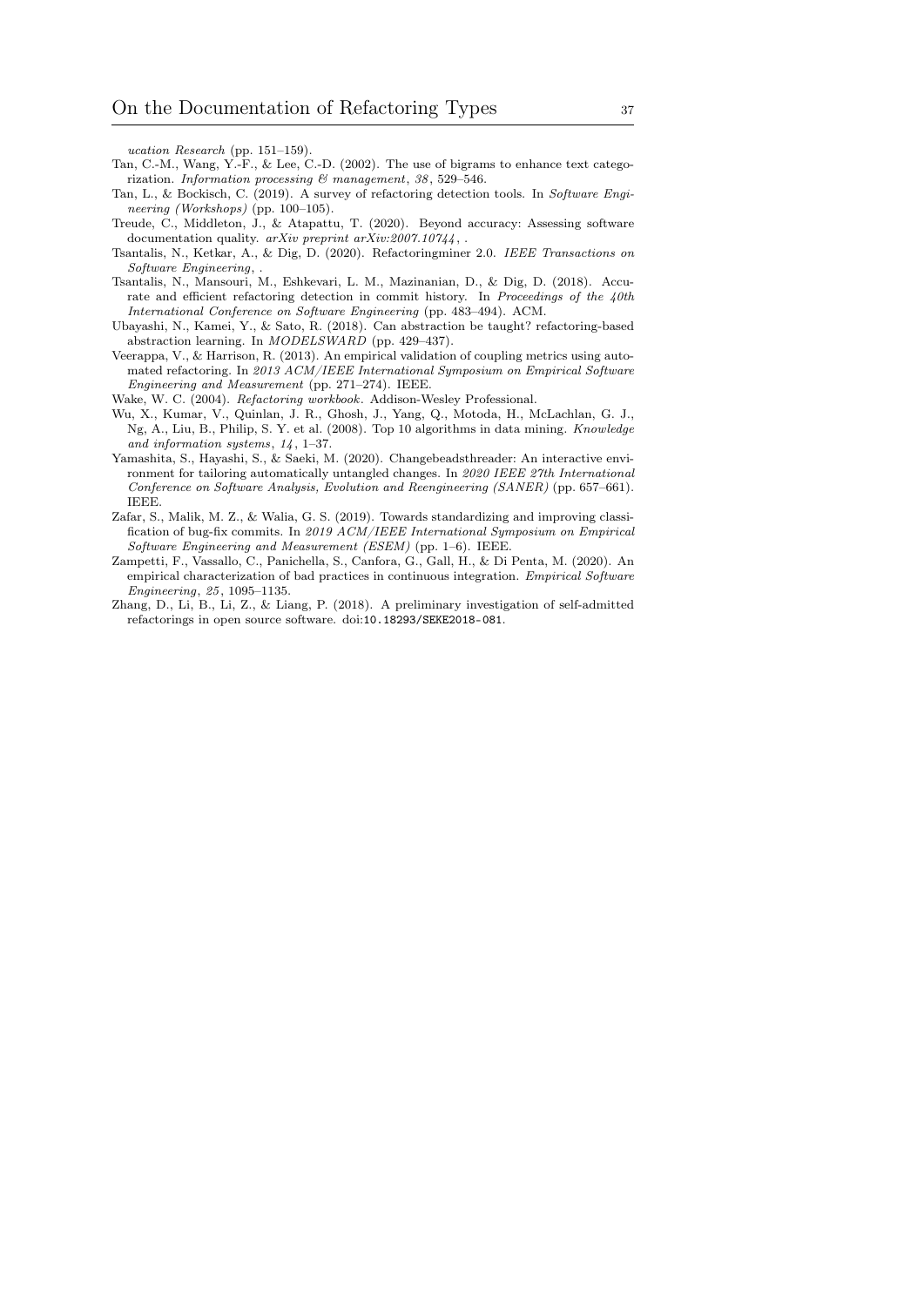*ucation Research* (pp. 151–159).

Tan, C.-M., Wang, Y.-F., & Lee, C.-D. (2002). The use of bigrams to enhance text categorization. *Information processing & management*, *38*, 529–546.

Tan, L., & Bockisch, C. (2019). A survey of refactoring detection tools. In *Software Engineering (Workshops)* (pp. 100–105).

Treude, C., Middleton, J., & Atapattu, T. (2020). Beyond accuracy: Assessing software documentation quality. *arXiv preprint arXiv:2007.10744*, .

Tsantalis, N., Ketkar, A., & Dig, D. (2020). Refactoringminer 2.0. *IEEE Transactions on Software Engineering*, .

Tsantalis, N., Mansouri, M., Eshkevari, L. M., Mazinanian, D., & Dig, D. (2018). Accurate and efficient refactoring detection in commit history. In *Proceedings of the 40th International Conference on Software Engineering* (pp. 483–494). ACM.

Ubayashi, N., Kamei, Y., & Sato, R. (2018). Can abstraction be taught? refactoring-based abstraction learning. In *MODELSWARD* (pp. 429–437).

Veerappa, V., & Harrison, R. (2013). An empirical validation of coupling metrics using automated refactoring. In *2013 ACM/IEEE International Symposium on Empirical Software Engineering and Measurement* (pp. 271–274). IEEE.

Wake, W. C. (2004). *Refactoring workbook*. Addison-Wesley Professional.

Wu, X., Kumar, V., Quinlan, J. R., Ghosh, J., Yang, Q., Motoda, H., McLachlan, G. J., Ng, A., Liu, B., Philip, S. Y. et al. (2008). Top 10 algorithms in data mining. *Knowledge and information systems*, *14*, 1–37.

Yamashita, S., Hayashi, S., & Saeki, M. (2020). Changebeadsthreader: An interactive environment for tailoring automatically untangled changes. In *2020 IEEE 27th International Conference on Software Analysis, Evolution and Reengineering (SANER)* (pp. 657–661). IEEE.

Zafar, S., Malik, M. Z., & Walia, G. S. (2019). Towards standardizing and improving classification of bug-fix commits. In *2019 ACM/IEEE International Symposium on Empirical Software Engineering and Measurement (ESEM)* (pp. 1–6). IEEE.

Zampetti, F., Vassallo, C., Panichella, S., Canfora, G., Gall, H., & Di Penta, M. (2020). An empirical characterization of bad practices in continuous integration. *Empirical Software Engineering*, *25*, 1095–1135.

Zhang, D., Li, B., Li, Z., & Liang, P. (2018). A preliminary investigation of self-admitted refactorings in open source software. doi:10.18293/SEKE2018-081.